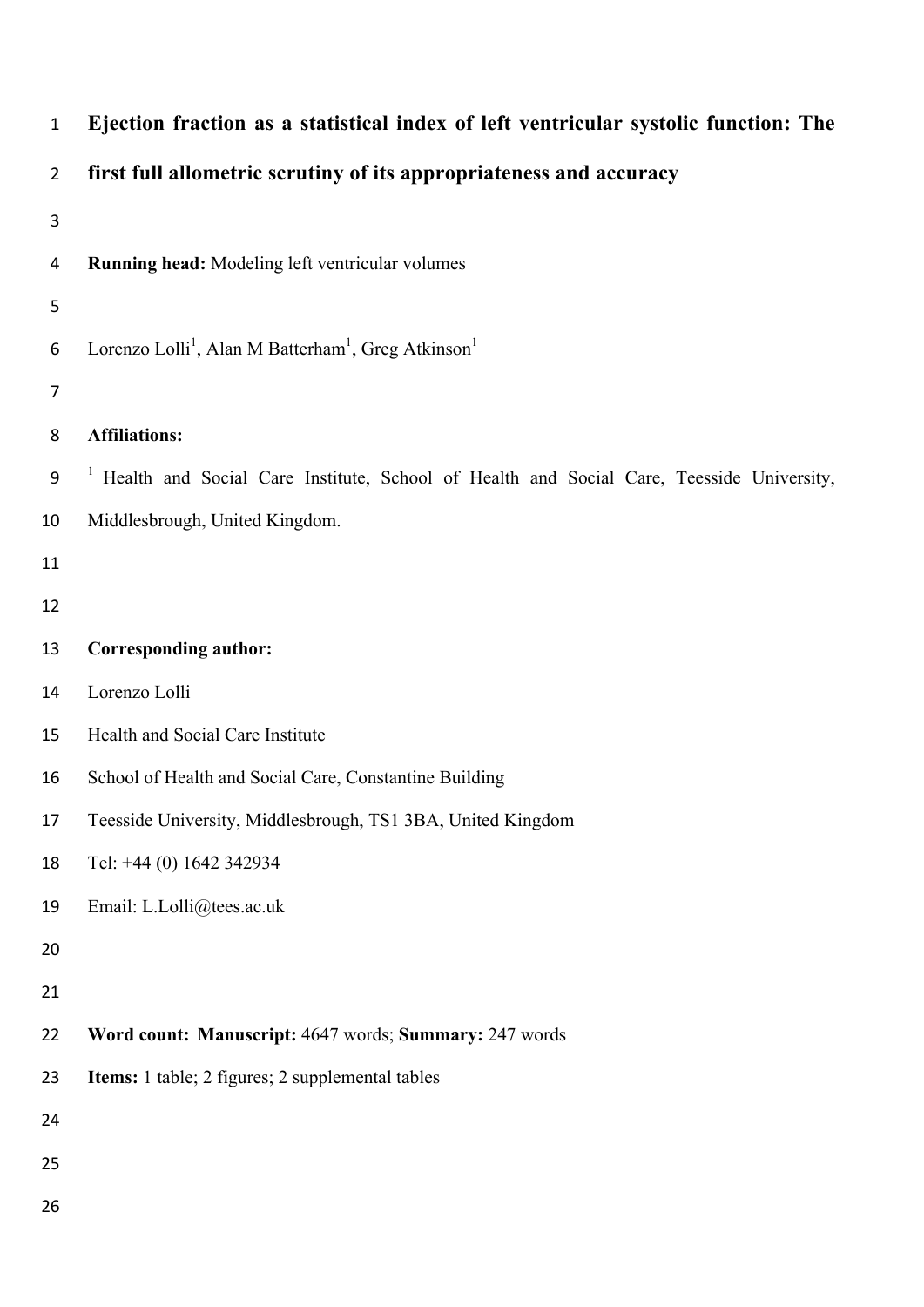# Ejection fraction as a statistical index of left ventricular systolic function: The first full allometric scrutiny of its appropriateness and accuracy

**Running head:** Modeling left ventricular volumes

Lorenzo Lolli[1], Alan M Batterham[1], Greg Atkinson[1]

**Affiliations:**

[1] Health and Social Care Institute, School of Health and Social Care, Teesside University, Middlesbrough, United Kingdom.

**Corresponding author:**

Lorenzo Lolli

Health and Social Care Institute

School of Health and Social Care, Constantine Building

Teesside University, Middlesbrough, TS1 3BA, United Kingdom

Tel: +44 (0) 1642 342934

Email: L.Lolli@tees.ac.uk

**Word count: Manuscript:** 4647 words; **Summary:** 247 words

**Items:** 1 table; 2 figures; 2 supplemental tables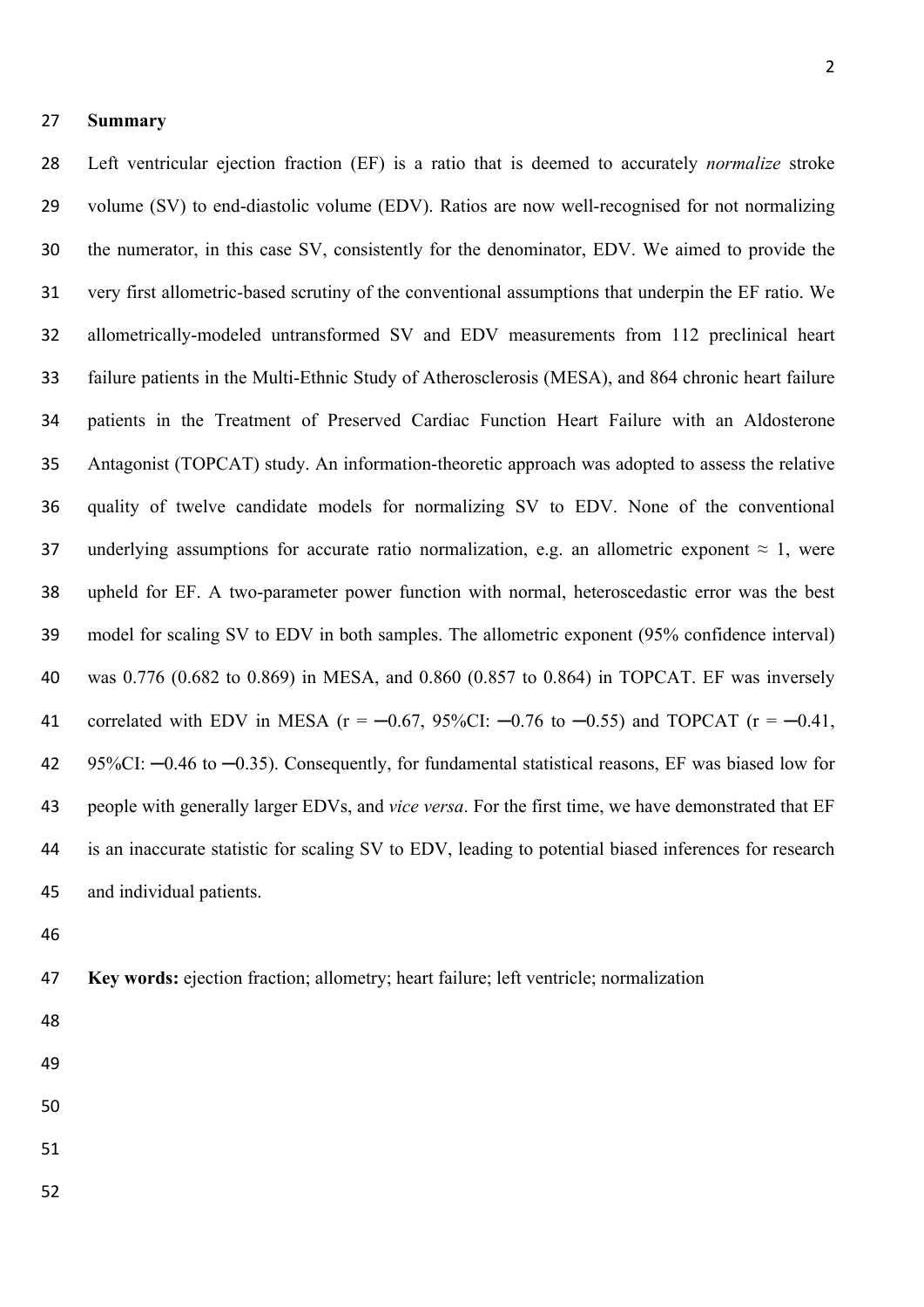## Summary

Left ventricular ejection fraction (EF) is a ratio that is deemed to accurately *normalize* stroke volume (SV) to end-diastolic volume (EDV). Ratios are now well-recognised for not normalizing the numerator, in this case SV, consistently for the denominator, EDV. We aimed to provide the very first allometric-based scrutiny of the conventional assumptions that underpin the EF ratio. We allometrically-modeled untransformed SV and EDV measurements from 112 preclinical heart failure patients in the Multi-Ethnic Study of Atherosclerosis (MESA), and 864 chronic heart failure patients in the Treatment of Preserved Cardiac Function Heart Failure with an Aldosterone Antagonist (TOPCAT) study. An information-theoretic approach was adopted to assess the relative quality of twelve candidate models for normalizing SV to EDV. None of the conventional underlying assumptions for accurate ratio normalization, e.g. an allometric exponent $\approx 1$, were upheld for EF. A two-parameter power function with normal, heteroscedastic error was the best model for scaling SV to EDV in both samples. The allometric exponent (95% confidence interval) was 0.776 (0.682 to 0.869) in MESA, and 0.860 (0.857 to 0.864) in TOPCAT. EF was inversely correlated with EDV in MESA ($r = -0.67$, 95%CI: $-0.76$ to $-0.55$) and TOPCAT ($r = -0.41$, 95%CI: $-0.46$ to $-0.35$). Consequently, for fundamental statistical reasons, EF was biased low for people with generally larger EDVs, and *vice versa*. For the first time, we have demonstrated that EF is an inaccurate statistic for scaling SV to EDV, leading to potential biased inferences for research and individual patients.

**Key words:** ejection fraction; allometry; heart failure; left ventricle; normalization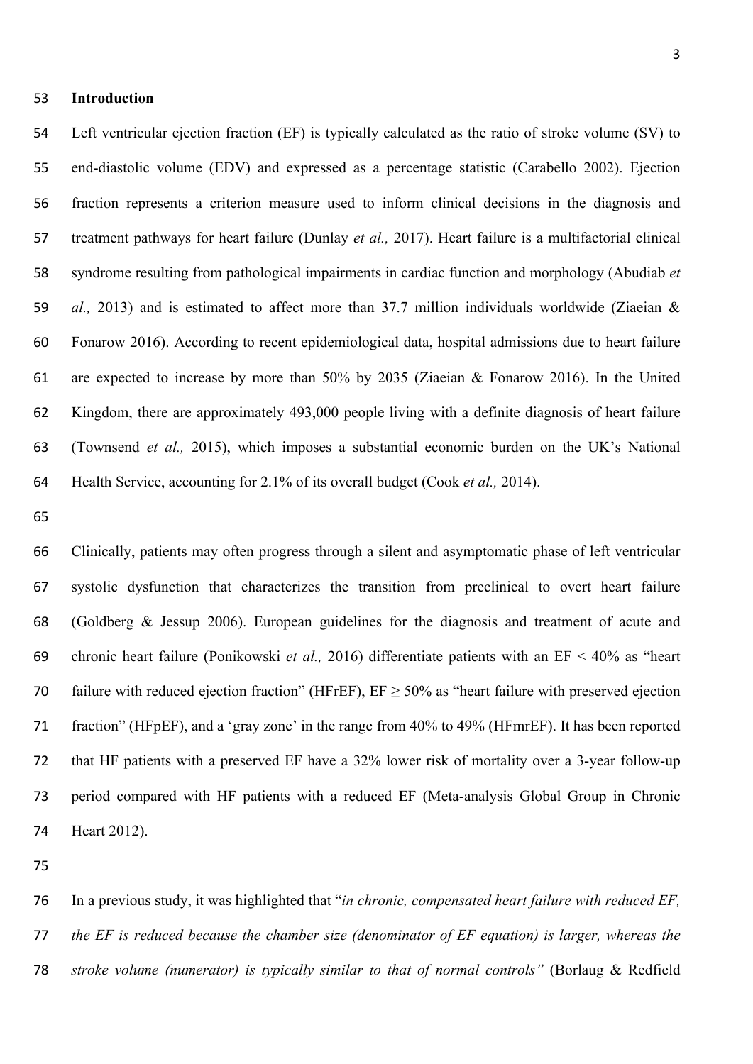## Introduction

Left ventricular ejection fraction (EF) is typically calculated as the ratio of stroke volume (SV) to end-diastolic volume (EDV) and expressed as a percentage statistic (Carabello 2002). Ejection fraction represents a criterion measure used to inform clinical decisions in the diagnosis and treatment pathways for heart failure (Dunlay *et al.,* 2017). Heart failure is a multifactorial clinical syndrome resulting from pathological impairments in cardiac function and morphology (Abudiab *et al.,* 2013) and is estimated to affect more than 37.7 million individuals worldwide (Ziaeian & Fonarow 2016). According to recent epidemiological data, hospital admissions due to heart failure are expected to increase by more than 50% by 2035 (Ziaeian & Fonarow 2016). In the United Kingdom, there are approximately 493,000 people living with a definite diagnosis of heart failure (Townsend *et al.,* 2015), which imposes a substantial economic burden on the UK's National Health Service, accounting for 2.1% of its overall budget (Cook *et al.,* 2014).

Clinically, patients may often progress through a silent and asymptomatic phase of left ventricular systolic dysfunction that characterizes the transition from preclinical to overt heart failure (Goldberg & Jessup 2006). European guidelines for the diagnosis and treatment of acute and chronic heart failure (Ponikowski *et al.,* 2016) differentiate patients with an EF $< 40\%$ as "heart failure with reduced ejection fraction" (HFrEF), EF $\geq 50\%$ as "heart failure with preserved ejection fraction" (HFpEF), and a 'gray zone' in the range from 40% to 49% (HFmrEF). It has been reported that HF patients with a preserved EF have a 32% lower risk of mortality over a 3-year follow-up period compared with HF patients with a reduced EF (Meta-analysis Global Group in Chronic Heart 2012).

In a previous study, it was highlighted that "*in chronic, compensated heart failure with reduced EF, the EF is reduced because the chamber size (denominator of EF equation) is larger, whereas the stroke volume (numerator) is typically similar to that of normal controls"* (Borlaug & Redfield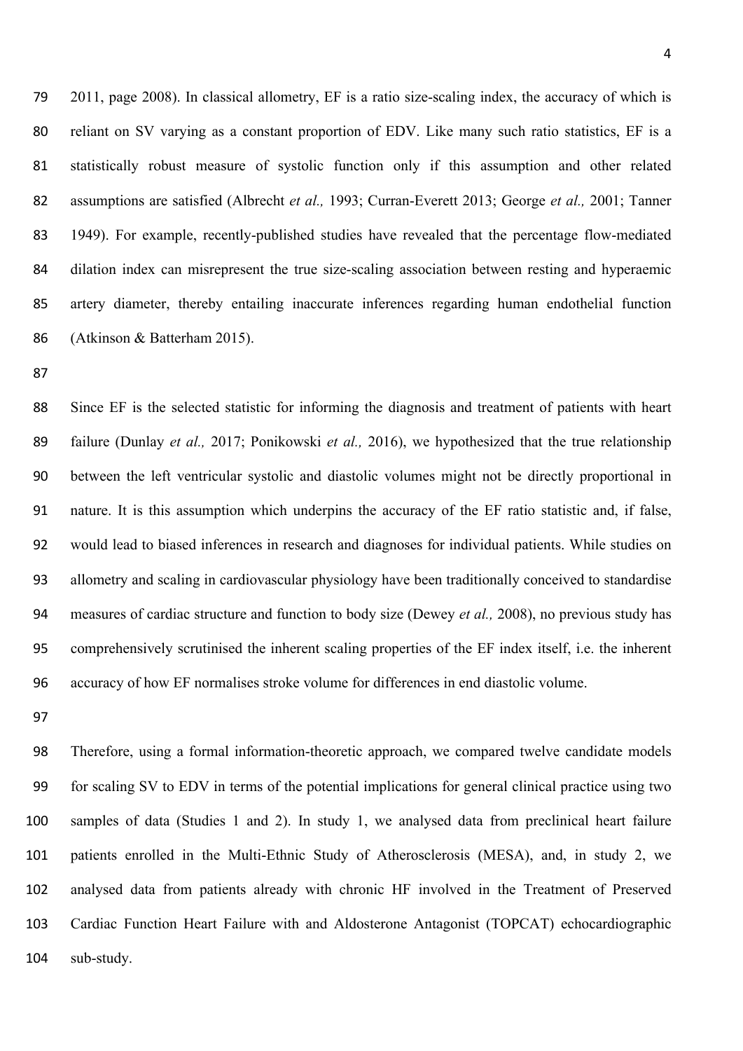2011, page 2008). In classical allometry, EF is a ratio size-scaling index, the accuracy of which is reliant on SV varying as a constant proportion of EDV. Like many such ratio statistics, EF is a statistically robust measure of systolic function only if this assumption and other related assumptions are satisfied (Albrecht *et al.,* 1993; Curran-Everett 2013; George *et al.,* 2001; Tanner 1949). For example, recently-published studies have revealed that the percentage flow-mediated dilation index can misrepresent the true size-scaling association between resting and hyperaemic artery diameter, thereby entailing inaccurate inferences regarding human endothelial function (Atkinson & Batterham 2015).

Since EF is the selected statistic for informing the diagnosis and treatment of patients with heart failure (Dunlay *et al.,* 2017; Ponikowski *et al.,* 2016), we hypothesized that the true relationship between the left ventricular systolic and diastolic volumes might not be directly proportional in nature. It is this assumption which underpins the accuracy of the EF ratio statistic and, if false, would lead to biased inferences in research and diagnoses for individual patients. While studies on allometry and scaling in cardiovascular physiology have been traditionally conceived to standardise measures of cardiac structure and function to body size (Dewey *et al.,* 2008), no previous study has comprehensively scrutinised the inherent scaling properties of the EF index itself, i.e. the inherent accuracy of how EF normalises stroke volume for differences in end diastolic volume.

Therefore, using a formal information-theoretic approach, we compared twelve candidate models for scaling SV to EDV in terms of the potential implications for general clinical practice using two samples of data (Studies 1 and 2). In study 1, we analysed data from preclinical heart failure patients enrolled in the Multi-Ethnic Study of Atherosclerosis (MESA), and, in study 2, we analysed data from patients already with chronic HF involved in the Treatment of Preserved Cardiac Function Heart Failure with and Aldosterone Antagonist (TOPCAT) echocardiographic sub-study.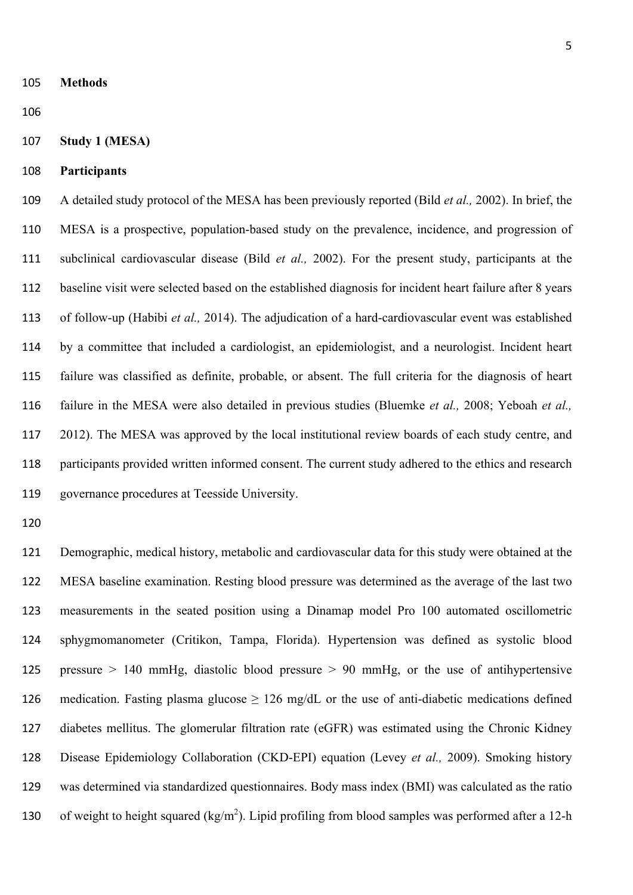## Methods

### Study 1 (MESA)

### Participants

A detailed study protocol of the MESA has been previously reported (Bild *et al.,* 2002). In brief, the MESA is a prospective, population-based study on the prevalence, incidence, and progression of subclinical cardiovascular disease (Bild *et al.,* 2002). For the present study, participants at the baseline visit were selected based on the established diagnosis for incident heart failure after 8 years of follow-up (Habibi *et al.,* 2014). The adjudication of a hard-cardiovascular event was established by a committee that included a cardiologist, an epidemiologist, and a neurologist. Incident heart failure was classified as definite, probable, or absent. The full criteria for the diagnosis of heart failure in the MESA were also detailed in previous studies (Bluemke *et al.,* 2008; Yeboah *et al.,* 2012). The MESA was approved by the local institutional review boards of each study centre, and participants provided written informed consent. The current study adhered to the ethics and research governance procedures at Teesside University.

Demographic, medical history, metabolic and cardiovascular data for this study were obtained at the MESA baseline examination. Resting blood pressure was determined as the average of the last two measurements in the seated position using a Dinamap model Pro 100 automated oscillometric sphygmomanometer (Critikon, Tampa, Florida). Hypertension was defined as systolic blood pressure > 140 mmHg, diastolic blood pressure > 90 mmHg, or the use of antihypertensive medication. Fasting plasma glucose ≥ 126 mg/dL or the use of anti-diabetic medications defined diabetes mellitus. The glomerular filtration rate (eGFR) was estimated using the Chronic Kidney Disease Epidemiology Collaboration (CKD-EPI) equation (Levey *et al.,* 2009). Smoking history was determined via standardized questionnaires. Body mass index (BMI) was calculated as the ratio of weight to height squared (kg/m$^2$). Lipid profiling from blood samples was performed after a 12-h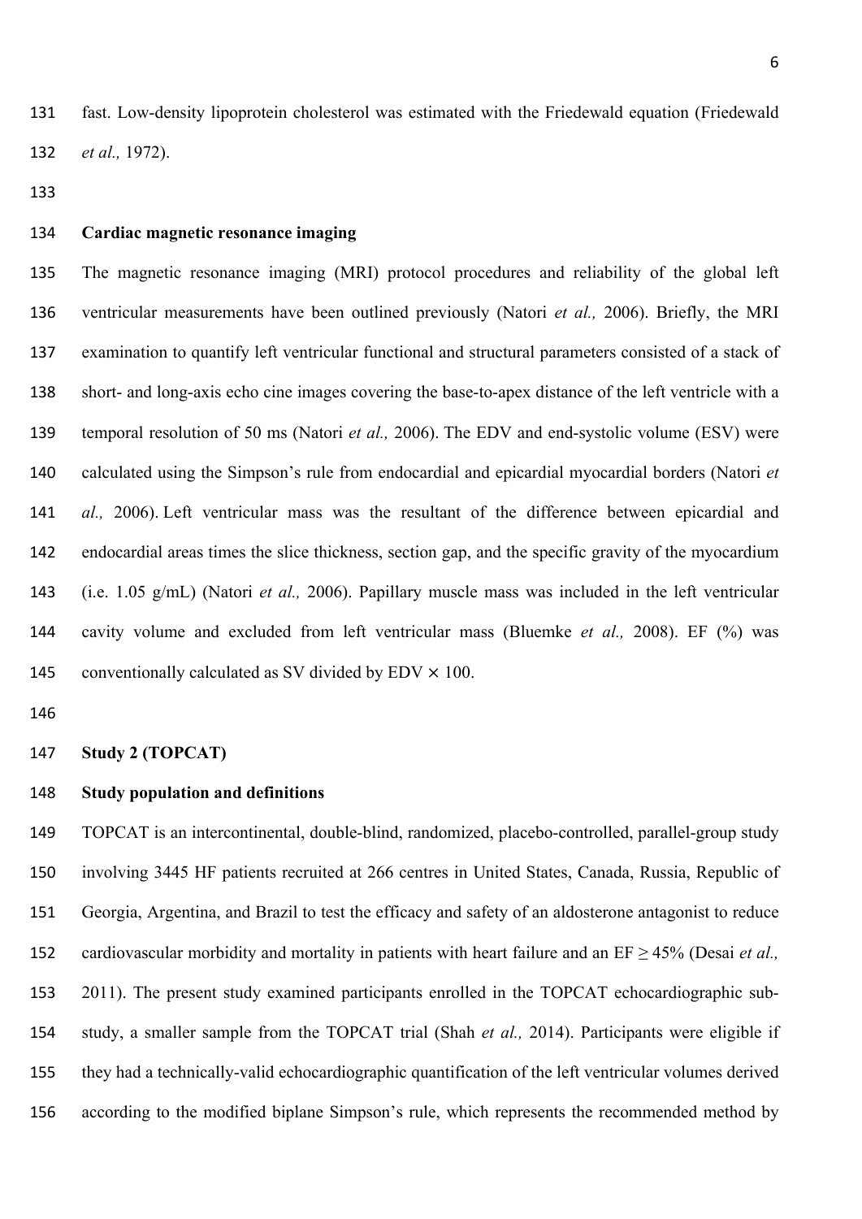fast. Low-density lipoprotein cholesterol was estimated with the Friedewald equation (Friedewald *et al.,* 1972).

**Cardiac magnetic resonance imaging**

The magnetic resonance imaging (MRI) protocol procedures and reliability of the global left ventricular measurements have been outlined previously (Natori *et al.,* 2006). Briefly, the MRI examination to quantify left ventricular functional and structural parameters consisted of a stack of short- and long-axis echo cine images covering the base-to-apex distance of the left ventricle with a temporal resolution of 50 ms (Natori *et al.,* 2006). The EDV and end-systolic volume (ESV) were calculated using the Simpson's rule from endocardial and epicardial myocardial borders (Natori *et al.,* 2006). Left ventricular mass was the resultant of the difference between epicardial and endocardial areas times the slice thickness, section gap, and the specific gravity of the myocardium (i.e. 1.05 g/mL) (Natori *et al.,* 2006). Papillary muscle mass was included in the left ventricular cavity volume and excluded from left ventricular mass (Bluemke *et al.,* 2008). EF (%) was conventionally calculated as SV divided by EDV $\times$ 100.

**Study 2 (TOPCAT)**

**Study population and definitions**

TOPCAT is an intercontinental, double-blind, randomized, placebo-controlled, parallel-group study involving 3445 HF patients recruited at 266 centres in United States, Canada, Russia, Republic of Georgia, Argentina, and Brazil to test the efficacy and safety of an aldosterone antagonist to reduce cardiovascular morbidity and mortality in patients with heart failure and an EF $\geq$ 45% (Desai *et al.,* 2011). The present study examined participants enrolled in the TOPCAT echocardiographic sub-study, a smaller sample from the TOPCAT trial (Shah *et al.,* 2014). Participants were eligible if they had a technically-valid echocardiographic quantification of the left ventricular volumes derived according to the modified biplane Simpson's rule, which represents the recommended method by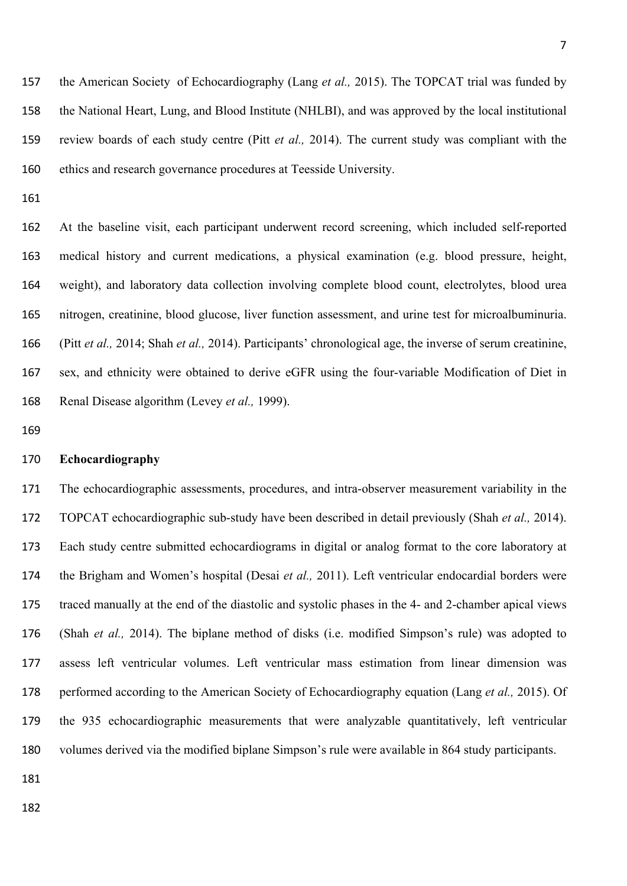the American Society of Echocardiography (Lang *et al.,* 2015). The TOPCAT trial was funded by the National Heart, Lung, and Blood Institute (NHLBI), and was approved by the local institutional review boards of each study centre (Pitt *et al.,* 2014). The current study was compliant with the ethics and research governance procedures at Teesside University.

At the baseline visit, each participant underwent record screening, which included self-reported medical history and current medications, a physical examination (e.g. blood pressure, height, weight), and laboratory data collection involving complete blood count, electrolytes, blood urea nitrogen, creatinine, blood glucose, liver function assessment, and urine test for microalbuminuria. (Pitt *et al.,* 2014; Shah *et al.,* 2014). Participants' chronological age, the inverse of serum creatinine, sex, and ethnicity were obtained to derive eGFR using the four-variable Modification of Diet in Renal Disease algorithm (Levey *et al.,* 1999).

**Echocardiography**

The echocardiographic assessments, procedures, and intra-observer measurement variability in the TOPCAT echocardiographic sub-study have been described in detail previously (Shah *et al.,* 2014). Each study centre submitted echocardiograms in digital or analog format to the core laboratory at the Brigham and Women's hospital (Desai *et al.,* 2011). Left ventricular endocardial borders were traced manually at the end of the diastolic and systolic phases in the 4- and 2-chamber apical views (Shah *et al.,* 2014). The biplane method of disks (i.e. modified Simpson's rule) was adopted to assess left ventricular volumes. Left ventricular mass estimation from linear dimension was performed according to the American Society of Echocardiography equation (Lang *et al.,* 2015). Of the 935 echocardiographic measurements that were analyzable quantitatively, left ventricular volumes derived via the modified biplane Simpson's rule were available in 864 study participants.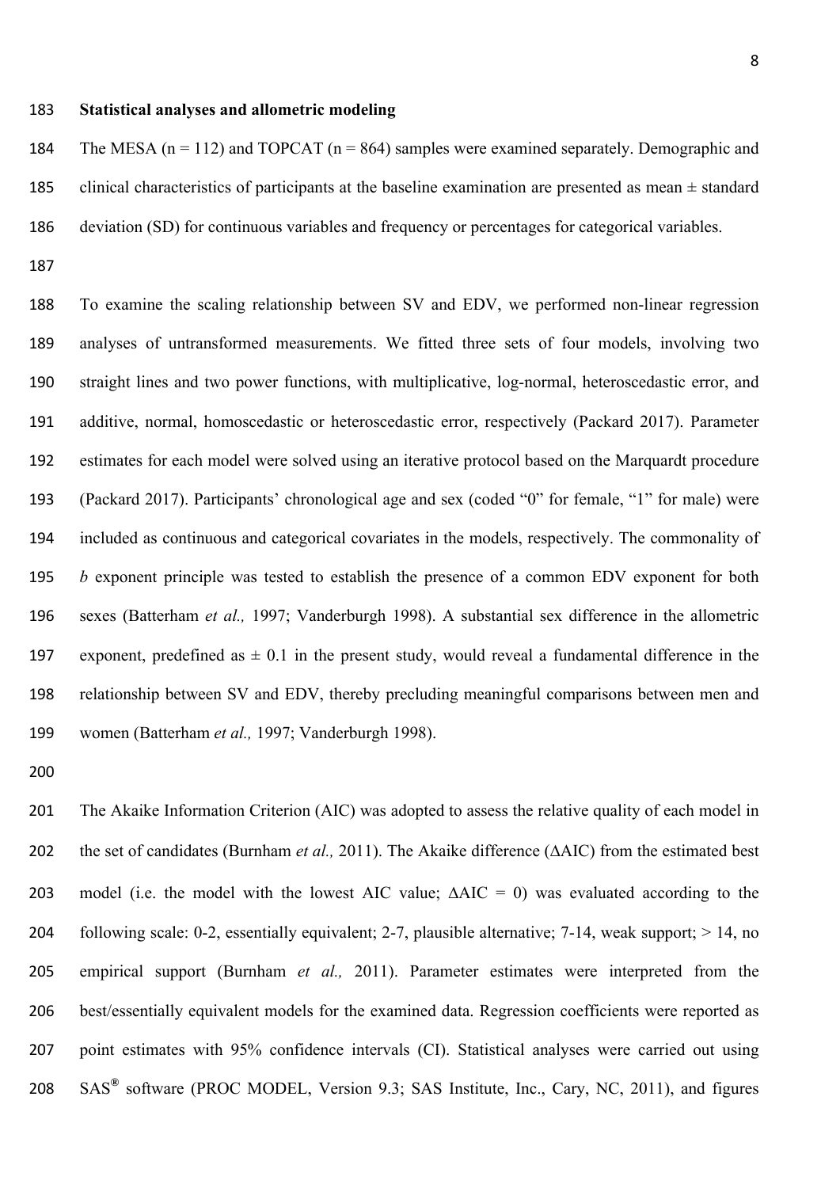**Statistical analyses and allometric modeling**

The MESA (n = 112) and TOPCAT (n = 864) samples were examined separately. Demographic and clinical characteristics of participants at the baseline examination are presented as mean ± standard deviation (SD) for continuous variables and frequency or percentages for categorical variables.

To examine the scaling relationship between SV and EDV, we performed non-linear regression analyses of untransformed measurements. We fitted three sets of four models, involving two straight lines and two power functions, with multiplicative, log-normal, heteroscedastic error, and additive, normal, homoscedastic or heteroscedastic error, respectively (Packard 2017). Parameter estimates for each model were solved using an iterative protocol based on the Marquardt procedure (Packard 2017). Participants' chronological age and sex (coded "0" for female, "1" for male) were included as continuous and categorical covariates in the models, respectively. The commonality of *b* exponent principle was tested to establish the presence of a common EDV exponent for both sexes (Batterham *et al.,* 1997; Vanderburgh 1998). A substantial sex difference in the allometric exponent, predefined as ± 0.1 in the present study, would reveal a fundamental difference in the relationship between SV and EDV, thereby precluding meaningful comparisons between men and women (Batterham *et al.,* 1997; Vanderburgh 1998).

The Akaike Information Criterion (AIC) was adopted to assess the relative quality of each model in the set of candidates (Burnham *et al.,* 2011). The Akaike difference (ΔAIC) from the estimated best model (i.e. the model with the lowest AIC value; ΔAIC = 0) was evaluated according to the following scale: 0-2, essentially equivalent; 2-7, plausible alternative; 7-14, weak support; > 14, no empirical support (Burnham *et al.,* 2011). Parameter estimates were interpreted from the best/essentially equivalent models for the examined data. Regression coefficients were reported as point estimates with 95% confidence intervals (CI). Statistical analyses were carried out using SAS® software (PROC MODEL, Version 9.3; SAS Institute, Inc., Cary, NC, 2011), and figures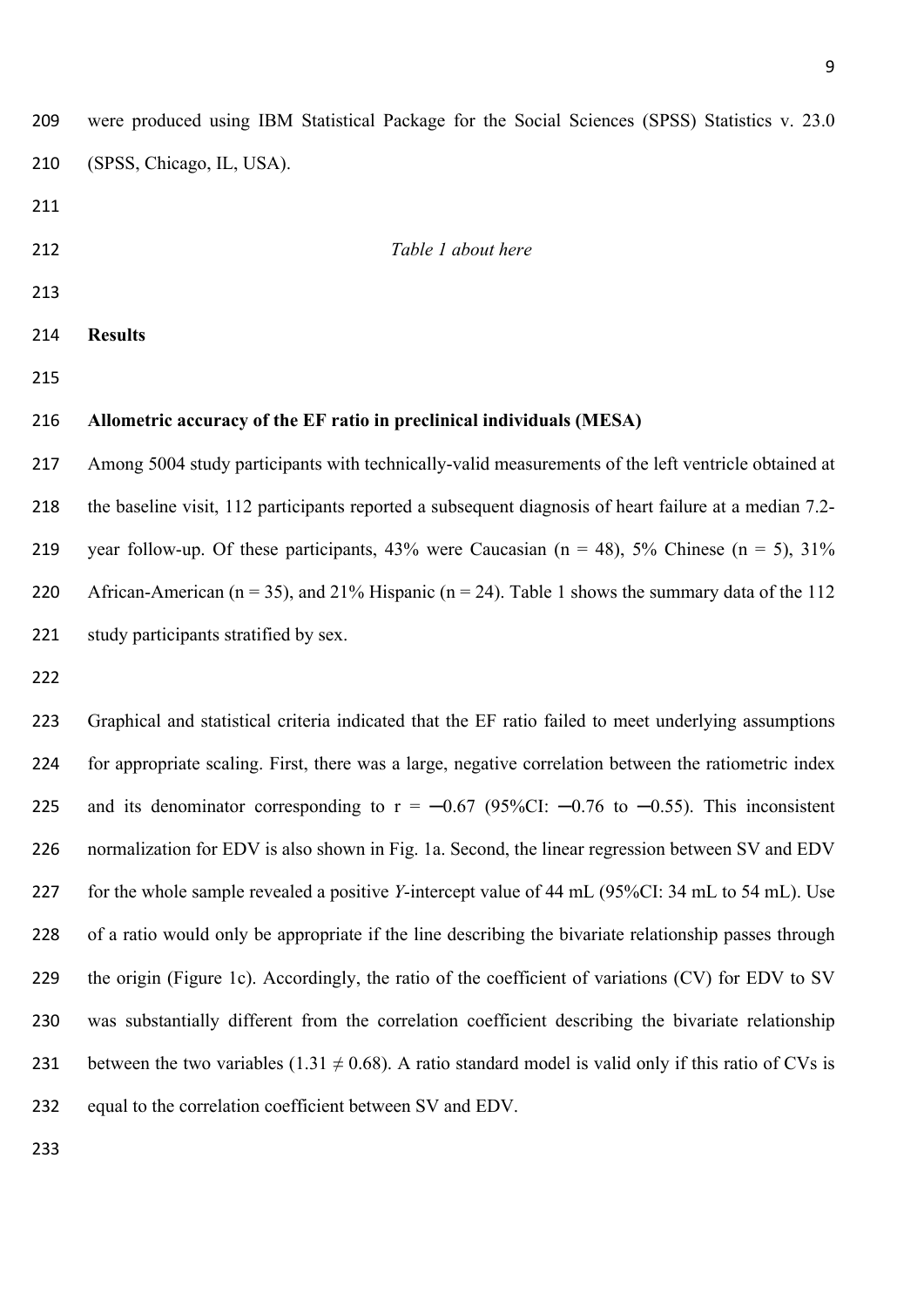were produced using IBM Statistical Package for the Social Sciences (SPSS) Statistics v. 23.0 (SPSS, Chicago, IL, USA).

*Table 1 about here*

## Results

### Allometric accuracy of the EF ratio in preclinical individuals (MESA)

Among 5004 study participants with technically-valid measurements of the left ventricle obtained at the baseline visit, 112 participants reported a subsequent diagnosis of heart failure at a median 7.2-year follow-up. Of these participants, 43% were Caucasian (n = 48), 5% Chinese (n = 5), 31% African-American (n = 35), and 21% Hispanic (n = 24). Table 1 shows the summary data of the 112 study participants stratified by sex.

Graphical and statistical criteria indicated that the EF ratio failed to meet underlying assumptions for appropriate scaling. First, there was a large, negative correlation between the ratiometric index and its denominator corresponding to r = −0.67 (95%CI: −0.76 to −0.55). This inconsistent normalization for EDV is also shown in Fig. 1a. Second, the linear regression between SV and EDV for the whole sample revealed a positive *Y*-intercept value of 44 mL (95%CI: 34 mL to 54 mL). Use of a ratio would only be appropriate if the line describing the bivariate relationship passes through the origin (Figure 1c). Accordingly, the ratio of the coefficient of variations (CV) for EDV to SV was substantially different from the correlation coefficient describing the bivariate relationship between the two variables ($1.31 \neq 0.68$). A ratio standard model is valid only if this ratio of CVs is equal to the correlation coefficient between SV and EDV.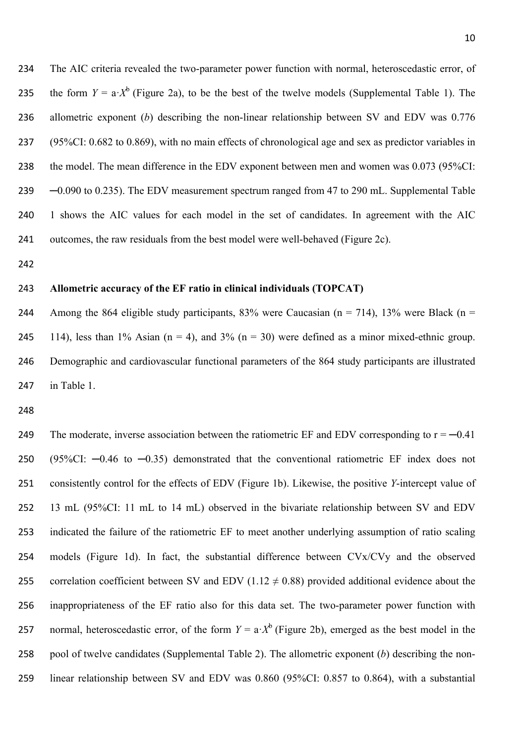The AIC criteria revealed the two-parameter power function with normal, heteroscedastic error, of the form $Y = a \cdot X^b$ (Figure 2a), to be the best of the twelve models (Supplemental Table 1). The allometric exponent ($b$) describing the non-linear relationship between SV and EDV was 0.776 (95%CI: 0.682 to 0.869), with no main effects of chronological age and sex as predictor variables in the model. The mean difference in the EDV exponent between men and women was 0.073 (95%CI: −0.090 to 0.235). The EDV measurement spectrum ranged from 47 to 290 mL. Supplemental Table 1 shows the AIC values for each model in the set of candidates. In agreement with the AIC outcomes, the raw residuals from the best model were well-behaved (Figure 2c).

**Allometric accuracy of the EF ratio in clinical individuals (TOPCAT)**

Among the 864 eligible study participants, 83% were Caucasian (n = 714), 13% were Black (n = 114), less than 1% Asian (n = 4), and 3% (n = 30) were defined as a minor mixed-ethnic group. Demographic and cardiovascular functional parameters of the 864 study participants are illustrated in Table 1.

The moderate, inverse association between the ratiometric EF and EDV corresponding to r = −0.41 (95%CI: −0.46 to −0.35) demonstrated that the conventional ratiometric EF index does not consistently control for the effects of EDV (Figure 1b). Likewise, the positive *Y*-intercept value of 13 mL (95%CI: 11 mL to 14 mL) observed in the bivariate relationship between SV and EDV indicated the failure of the ratiometric EF to meet another underlying assumption of ratio scaling models (Figure 1d). In fact, the substantial difference between CVx/CVy and the observed correlation coefficient between SV and EDV ($1.12 \neq 0.88$) provided additional evidence about the inappropriateness of the EF ratio also for this data set. The two-parameter power function with normal, heteroscedastic error, of the form $Y = a \cdot X^b$ (Figure 2b), emerged as the best model in the pool of twelve candidates (Supplemental Table 2). The allometric exponent ($b$) describing the non-linear relationship between SV and EDV was 0.860 (95%CI: 0.857 to 0.864), with a substantial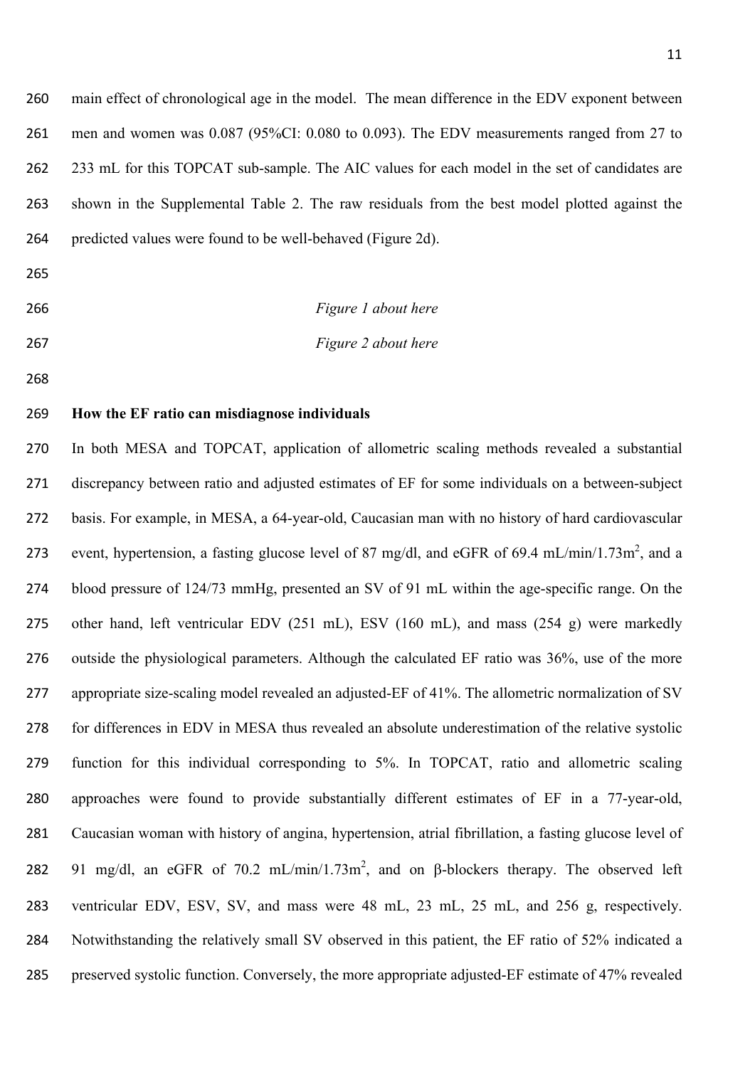main effect of chronological age in the model. The mean difference in the EDV exponent between men and women was 0.087 (95%CI: 0.080 to 0.093). The EDV measurements ranged from 27 to 233 mL for this TOPCAT sub-sample. The AIC values for each model in the set of candidates are shown in the Supplemental Table 2. The raw residuals from the best model plotted against the predicted values were found to be well-behaved (Figure 2d).

*Figure 1 about here*

*Figure 2 about here*

**How the EF ratio can misdiagnose individuals**

In both MESA and TOPCAT, application of allometric scaling methods revealed a substantial discrepancy between ratio and adjusted estimates of EF for some individuals on a between-subject basis. For example, in MESA, a 64-year-old, Caucasian man with no history of hard cardiovascular event, hypertension, a fasting glucose level of 87 mg/dl, and eGFR of 69.4 mL/min/1.73m$^2$, and a blood pressure of 124/73 mmHg, presented an SV of 91 mL within the age-specific range. On the other hand, left ventricular EDV (251 mL), ESV (160 mL), and mass (254 g) were markedly outside the physiological parameters. Although the calculated EF ratio was 36%, use of the more appropriate size-scaling model revealed an adjusted-EF of 41%. The allometric normalization of SV for differences in EDV in MESA thus revealed an absolute underestimation of the relative systolic function for this individual corresponding to 5%. In TOPCAT, ratio and allometric scaling approaches were found to provide substantially different estimates of EF in a 77-year-old, Caucasian woman with history of angina, hypertension, atrial fibrillation, a fasting glucose level of 91 mg/dl, an eGFR of 70.2 mL/min/1.73m$^2$, and on β-blockers therapy. The observed left ventricular EDV, ESV, SV, and mass were 48 mL, 23 mL, 25 mL, and 256 g, respectively. Notwithstanding the relatively small SV observed in this patient, the EF ratio of 52% indicated a preserved systolic function. Conversely, the more appropriate adjusted-EF estimate of 47% revealed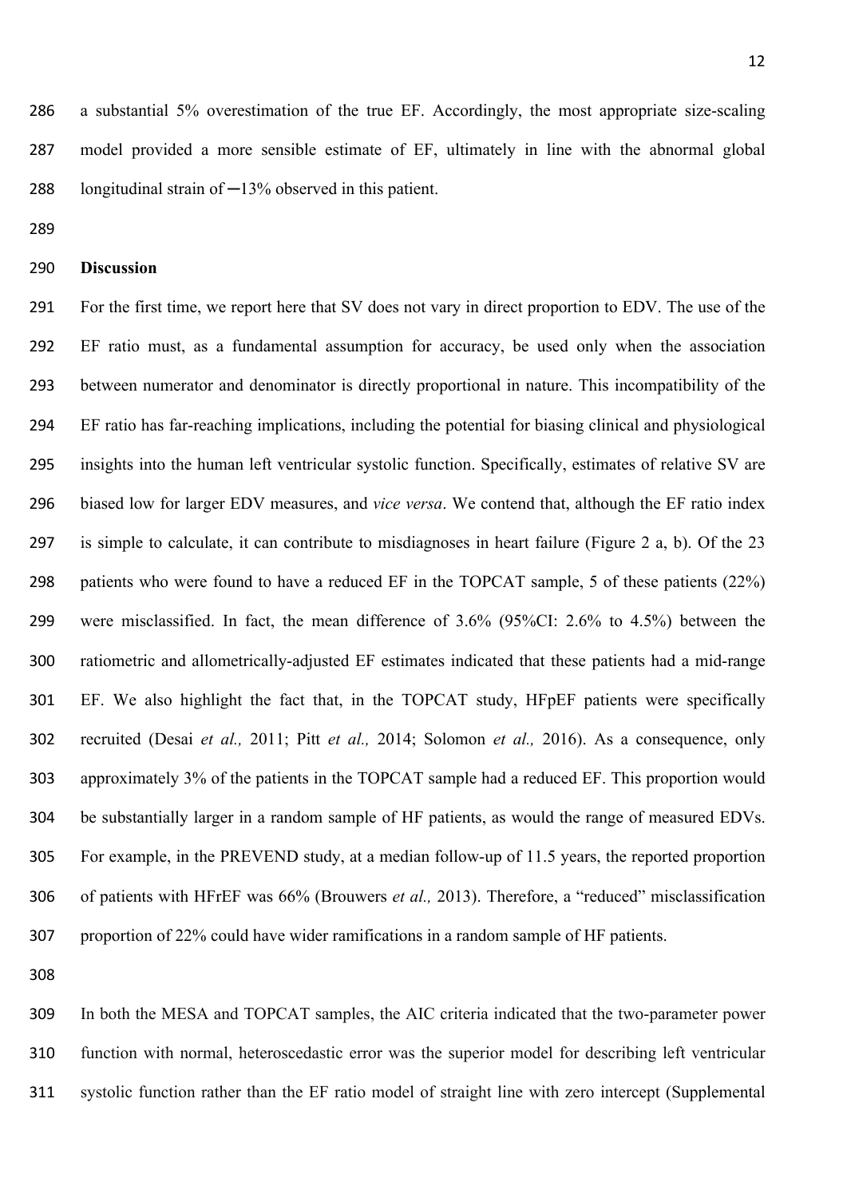a substantial 5% overestimation of the true EF. Accordingly, the most appropriate size-scaling model provided a more sensible estimate of EF, ultimately in line with the abnormal global longitudinal strain of −13% observed in this patient.

**Discussion**

For the first time, we report here that SV does not vary in direct proportion to EDV. The use of the EF ratio must, as a fundamental assumption for accuracy, be used only when the association between numerator and denominator is directly proportional in nature. This incompatibility of the EF ratio has far-reaching implications, including the potential for biasing clinical and physiological insights into the human left ventricular systolic function. Specifically, estimates of relative SV are biased low for larger EDV measures, and *vice versa*. We contend that, although the EF ratio index is simple to calculate, it can contribute to misdiagnoses in heart failure (Figure 2 a, b). Of the 23 patients who were found to have a reduced EF in the TOPCAT sample, 5 of these patients (22%) were misclassified. In fact, the mean difference of 3.6% (95%CI: 2.6% to 4.5%) between the ratiometric and allometrically-adjusted EF estimates indicated that these patients had a mid-range EF. We also highlight the fact that, in the TOPCAT study, HFpEF patients were specifically recruited (Desai *et al.,* 2011; Pitt *et al.,* 2014; Solomon *et al.,* 2016). As a consequence, only approximately 3% of the patients in the TOPCAT sample had a reduced EF. This proportion would be substantially larger in a random sample of HF patients, as would the range of measured EDVs. For example, in the PREVEND study, at a median follow-up of 11.5 years, the reported proportion of patients with HFrEF was 66% (Brouwers *et al.,* 2013). Therefore, a "reduced" misclassification proportion of 22% could have wider ramifications in a random sample of HF patients.

In both the MESA and TOPCAT samples, the AIC criteria indicated that the two-parameter power function with normal, heteroscedastic error was the superior model for describing left ventricular systolic function rather than the EF ratio model of straight line with zero intercept (Supplemental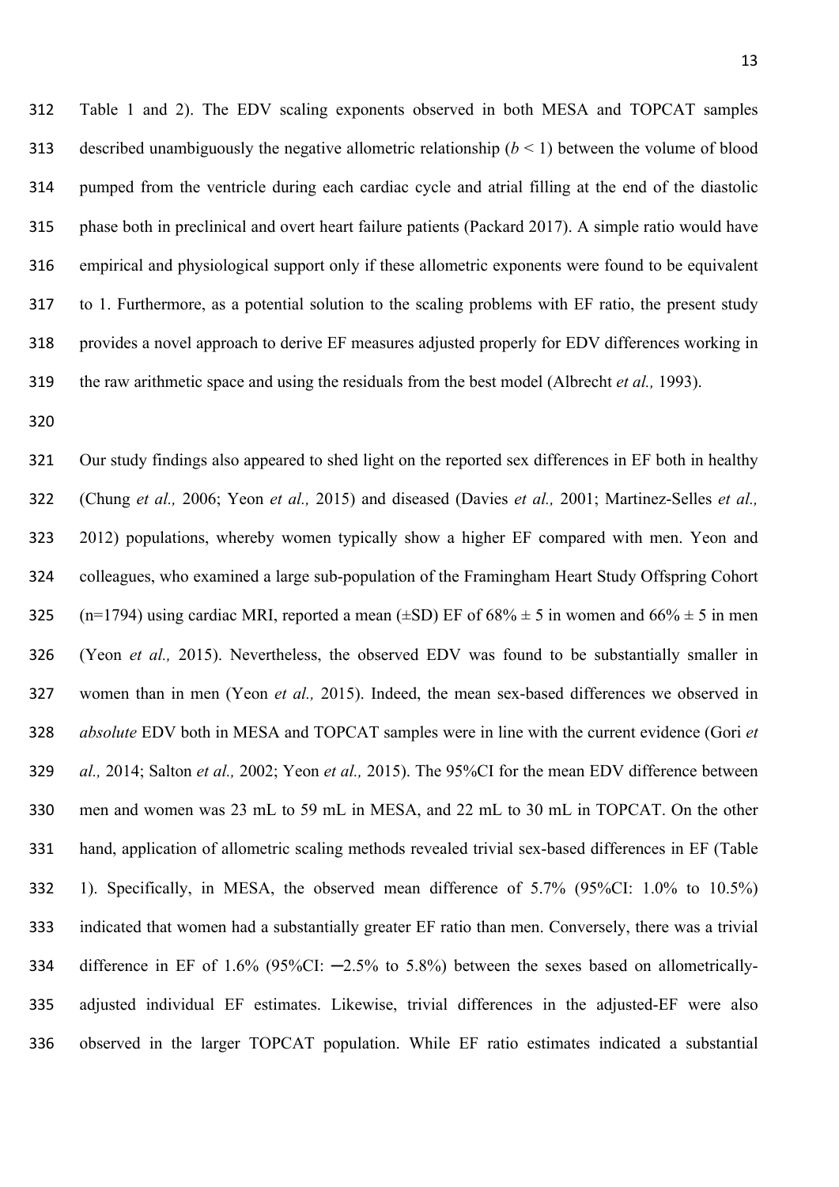Table 1 and 2). The EDV scaling exponents observed in both MESA and TOPCAT samples described unambiguously the negative allometric relationship ($b < 1$) between the volume of blood pumped from the ventricle during each cardiac cycle and atrial filling at the end of the diastolic phase both in preclinical and overt heart failure patients (Packard 2017). A simple ratio would have empirical and physiological support only if these allometric exponents were found to be equivalent to 1. Furthermore, as a potential solution to the scaling problems with EF ratio, the present study provides a novel approach to derive EF measures adjusted properly for EDV differences working in the raw arithmetic space and using the residuals from the best model (Albrecht *et al.,* 1993).

Our study findings also appeared to shed light on the reported sex differences in EF both in healthy (Chung *et al.,* 2006; Yeon *et al.,* 2015) and diseased (Davies *et al.,* 2001; Martinez-Selles *et al.,* 2012) populations, whereby women typically show a higher EF compared with men. Yeon and colleagues, who examined a large sub-population of the Framingham Heart Study Offspring Cohort (n=1794) using cardiac MRI, reported a mean (±SD) EF of 68% ± 5 in women and 66% ± 5 in men (Yeon *et al.,* 2015). Nevertheless, the observed EDV was found to be substantially smaller in women than in men (Yeon *et al.,* 2015). Indeed, the mean sex-based differences we observed in *absolute* EDV both in MESA and TOPCAT samples were in line with the current evidence (Gori *et al.,* 2014; Salton *et al.,* 2002; Yeon *et al.,* 2015). The 95%CI for the mean EDV difference between men and women was 23 mL to 59 mL in MESA, and 22 mL to 30 mL in TOPCAT. On the other hand, application of allometric scaling methods revealed trivial sex-based differences in EF (Table 1). Specifically, in MESA, the observed mean difference of 5.7% (95%CI: 1.0% to 10.5%) indicated that women had a substantially greater EF ratio than men. Conversely, there was a trivial difference in EF of 1.6% (95%CI: −2.5% to 5.8%) between the sexes based on allometrically-adjusted individual EF estimates. Likewise, trivial differences in the adjusted-EF were also observed in the larger TOPCAT population. While EF ratio estimates indicated a substantial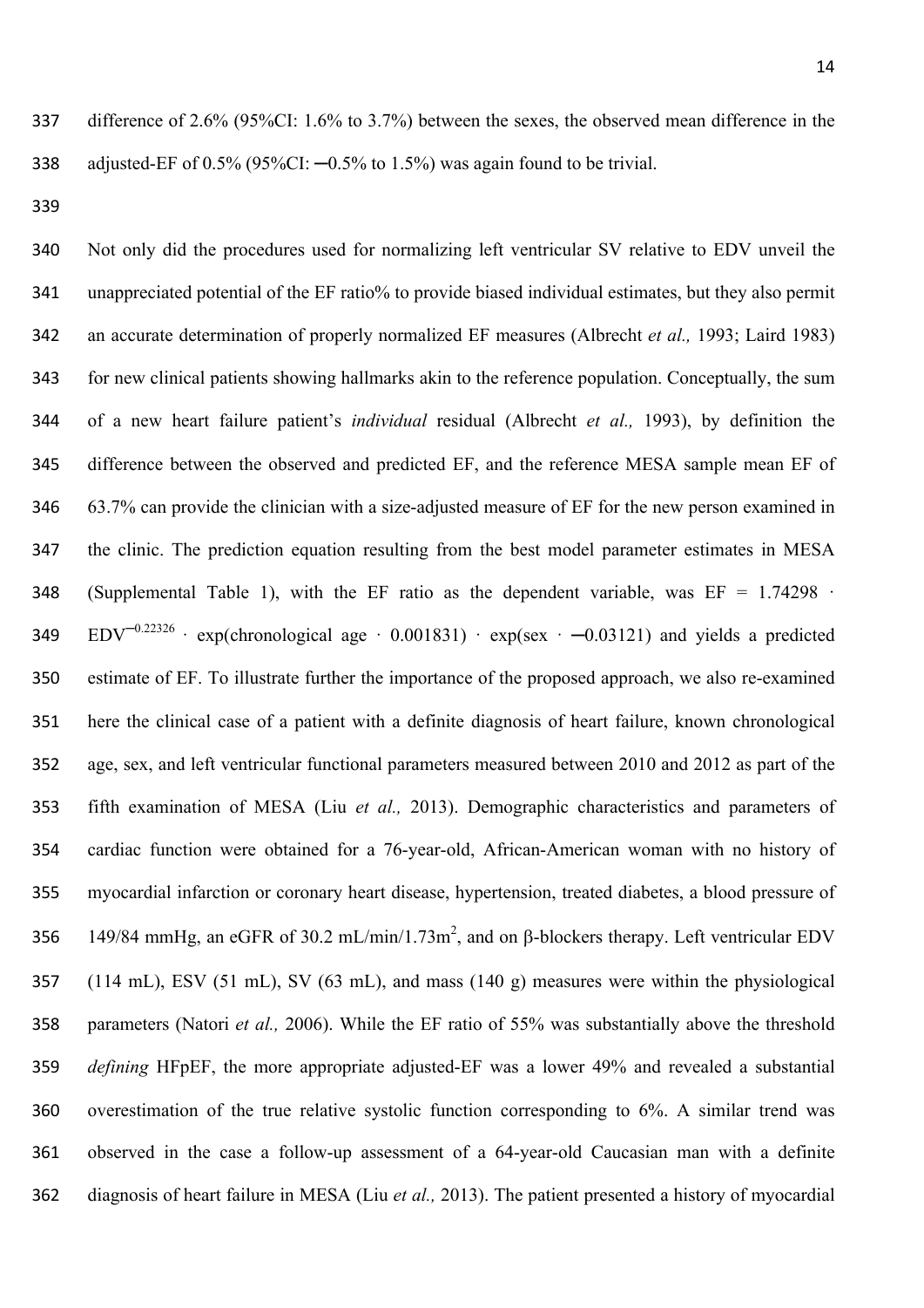difference of 2.6% (95%CI: 1.6% to 3.7%) between the sexes, the observed mean difference in the adjusted-EF of 0.5% (95%CI: ─0.5% to 1.5%) was again found to be trivial.

Not only did the procedures used for normalizing left ventricular SV relative to EDV unveil the unappreciated potential of the EF ratio% to provide biased individual estimates, but they also permit an accurate determination of properly normalized EF measures (Albrecht *et al.,* 1993; Laird 1983) for new clinical patients showing hallmarks akin to the reference population. Conceptually, the sum of a new heart failure patient's *individual* residual (Albrecht *et al.,* 1993), by definition the difference between the observed and predicted EF, and the reference MESA sample mean EF of 63.7% can provide the clinician with a size-adjusted measure of EF for the new person examined in the clinic. The prediction equation resulting from the best model parameter estimates in MESA (Supplemental Table 1), with the EF ratio as the dependent variable, was $EF = 1.74298 \cdot EDV^{-0.22326} \cdot \exp(\text{chronological age} \cdot 0.001831) \cdot \exp(\text{sex} \cdot -0.03121)$ and yields a predicted estimate of EF. To illustrate further the importance of the proposed approach, we also re-examined here the clinical case of a patient with a definite diagnosis of heart failure, known chronological age, sex, and left ventricular functional parameters measured between 2010 and 2012 as part of the fifth examination of MESA (Liu *et al.,* 2013). Demographic characteristics and parameters of cardiac function were obtained for a 76-year-old, African-American woman with no history of myocardial infarction or coronary heart disease, hypertension, treated diabetes, a blood pressure of 149/84 mmHg, an eGFR of 30.2 mL/min/1.73m$^2$, and on β-blockers therapy. Left ventricular EDV (114 mL), ESV (51 mL), SV (63 mL), and mass (140 g) measures were within the physiological parameters (Natori *et al.,* 2006). While the EF ratio of 55% was substantially above the threshold *defining* HFpEF, the more appropriate adjusted-EF was a lower 49% and revealed a substantial overestimation of the true relative systolic function corresponding to 6%. A similar trend was observed in the case a follow-up assessment of a 64-year-old Caucasian man with a definite diagnosis of heart failure in MESA (Liu *et al.,* 2013). The patient presented a history of myocardial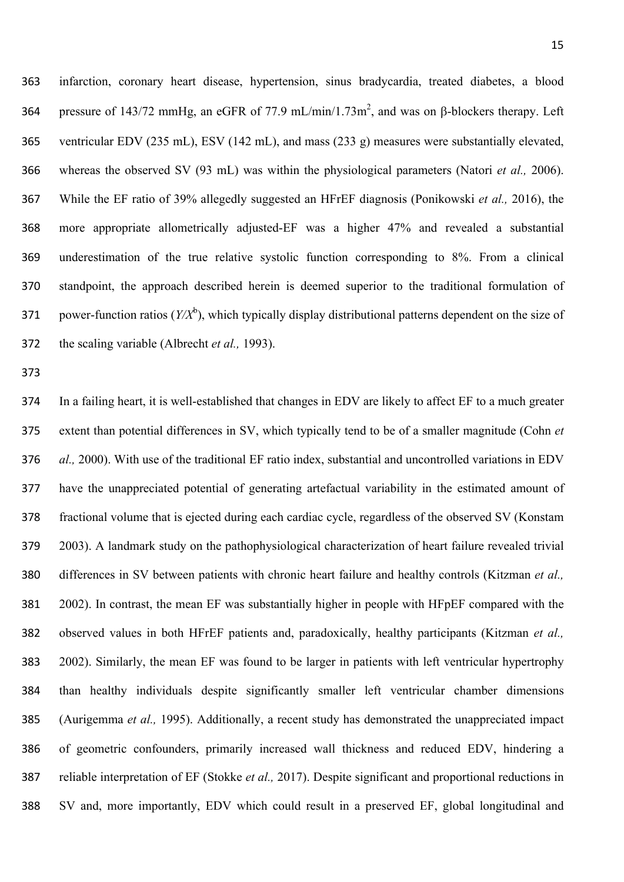infarction, coronary heart disease, hypertension, sinus bradycardia, treated diabetes, a blood pressure of 143/72 mmHg, an eGFR of 77.9 mL/min/1.73m$^2$, and was on β-blockers therapy. Left ventricular EDV (235 mL), ESV (142 mL), and mass (233 g) measures were substantially elevated, whereas the observed SV (93 mL) was within the physiological parameters (Natori *et al.,* 2006). While the EF ratio of 39% allegedly suggested an HFrEF diagnosis (Ponikowski *et al.,* 2016), the more appropriate allometrically adjusted-EF was a higher 47% and revealed a substantial underestimation of the true relative systolic function corresponding to 8%. From a clinical standpoint, the approach described herein is deemed superior to the traditional formulation of power-function ratios ($Y/X^b$), which typically display distributional patterns dependent on the size of the scaling variable (Albrecht *et al.,* 1993).

In a failing heart, it is well-established that changes in EDV are likely to affect EF to a much greater extent than potential differences in SV, which typically tend to be of a smaller magnitude (Cohn *et al.,* 2000). With use of the traditional EF ratio index, substantial and uncontrolled variations in EDV have the unappreciated potential of generating artefactual variability in the estimated amount of fractional volume that is ejected during each cardiac cycle, regardless of the observed SV (Konstam 2003). A landmark study on the pathophysiological characterization of heart failure revealed trivial differences in SV between patients with chronic heart failure and healthy controls (Kitzman *et al.,* 2002). In contrast, the mean EF was substantially higher in people with HFpEF compared with the observed values in both HFrEF patients and, paradoxically, healthy participants (Kitzman *et al.,* 2002). Similarly, the mean EF was found to be larger in patients with left ventricular hypertrophy than healthy individuals despite significantly smaller left ventricular chamber dimensions (Aurigemma *et al.,* 1995). Additionally, a recent study has demonstrated the unappreciated impact of geometric confounders, primarily increased wall thickness and reduced EDV, hindering a reliable interpretation of EF (Stokke *et al.,* 2017). Despite significant and proportional reductions in SV and, more importantly, EDV which could result in a preserved EF, global longitudinal and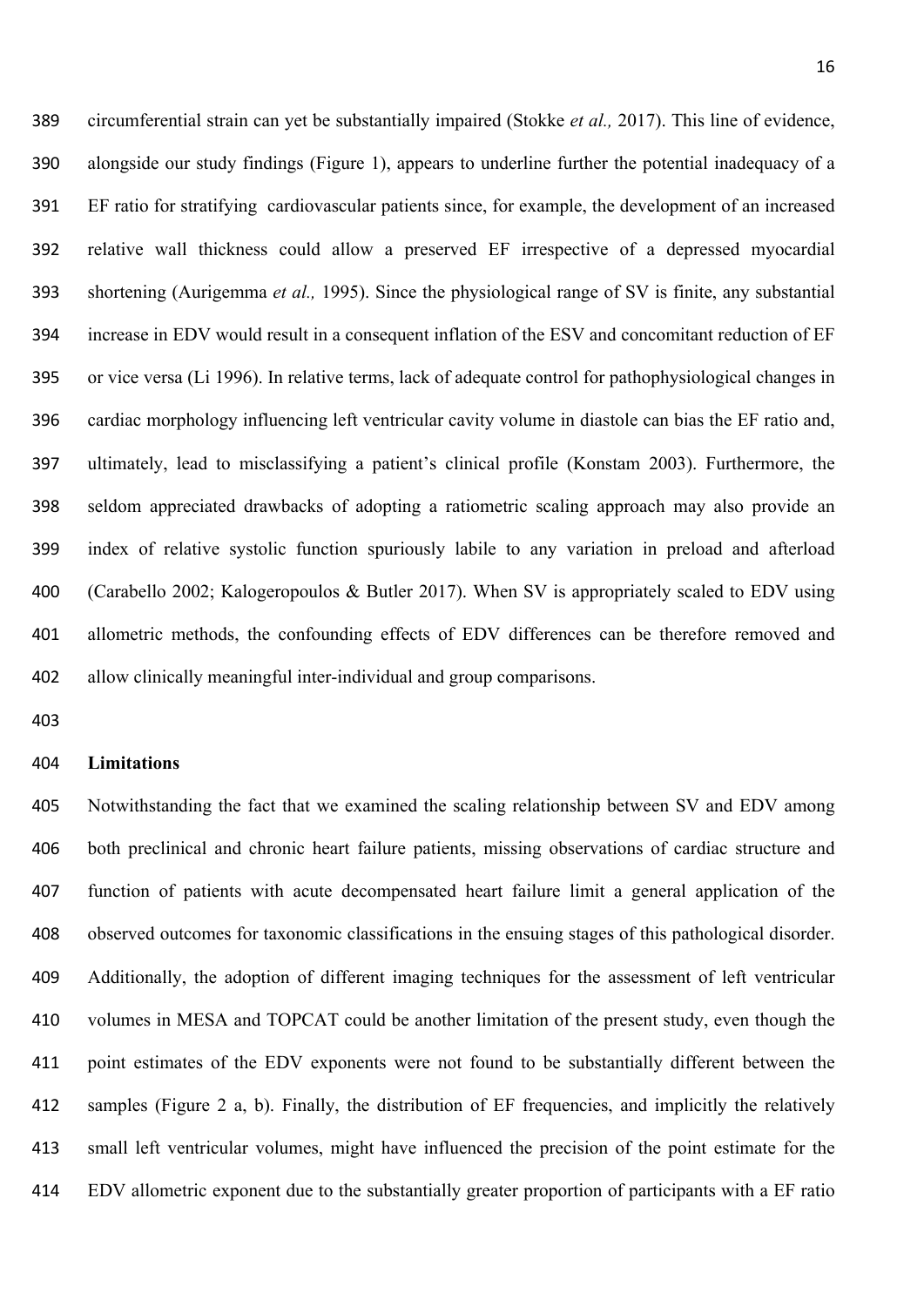circumferential strain can yet be substantially impaired (Stokke *et al.,* 2017). This line of evidence, alongside our study findings (Figure 1), appears to underline further the potential inadequacy of a EF ratio for stratifying cardiovascular patients since, for example, the development of an increased relative wall thickness could allow a preserved EF irrespective of a depressed myocardial shortening (Aurigemma *et al.,* 1995). Since the physiological range of SV is finite, any substantial increase in EDV would result in a consequent inflation of the ESV and concomitant reduction of EF or vice versa (Li 1996). In relative terms, lack of adequate control for pathophysiological changes in cardiac morphology influencing left ventricular cavity volume in diastole can bias the EF ratio and, ultimately, lead to misclassifying a patient's clinical profile (Konstam 2003). Furthermore, the seldom appreciated drawbacks of adopting a ratiometric scaling approach may also provide an index of relative systolic function spuriously labile to any variation in preload and afterload (Carabello 2002; Kalogeropoulos & Butler 2017). When SV is appropriately scaled to EDV using allometric methods, the confounding effects of EDV differences can be therefore removed and allow clinically meaningful inter-individual and group comparisons.

**Limitations**

Notwithstanding the fact that we examined the scaling relationship between SV and EDV among both preclinical and chronic heart failure patients, missing observations of cardiac structure and function of patients with acute decompensated heart failure limit a general application of the observed outcomes for taxonomic classifications in the ensuing stages of this pathological disorder. Additionally, the adoption of different imaging techniques for the assessment of left ventricular volumes in MESA and TOPCAT could be another limitation of the present study, even though the point estimates of the EDV exponents were not found to be substantially different between the samples (Figure 2 a, b). Finally, the distribution of EF frequencies, and implicitly the relatively small left ventricular volumes, might have influenced the precision of the point estimate for the EDV allometric exponent due to the substantially greater proportion of participants with a EF ratio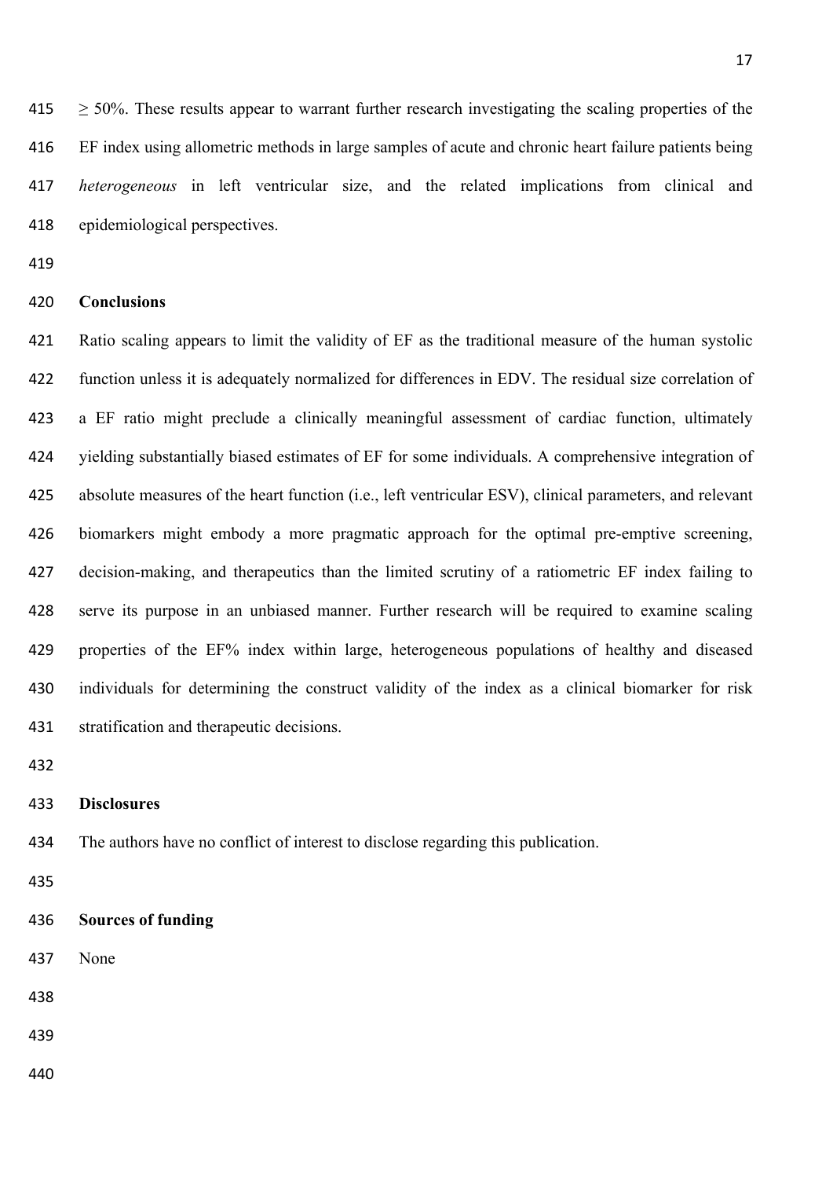≥ 50%. These results appear to warrant further research investigating the scaling properties of the EF index using allometric methods in large samples of acute and chronic heart failure patients being *heterogeneous* in left ventricular size, and the related implications from clinical and epidemiological perspectives.

## Conclusions

Ratio scaling appears to limit the validity of EF as the traditional measure of the human systolic function unless it is adequately normalized for differences in EDV. The residual size correlation of a EF ratio might preclude a clinically meaningful assessment of cardiac function, ultimately yielding substantially biased estimates of EF for some individuals. A comprehensive integration of absolute measures of the heart function (i.e., left ventricular ESV), clinical parameters, and relevant biomarkers might embody a more pragmatic approach for the optimal pre-emptive screening, decision-making, and therapeutics than the limited scrutiny of a ratiometric EF index failing to serve its purpose in an unbiased manner. Further research will be required to examine scaling properties of the EF% index within large, heterogeneous populations of healthy and diseased individuals for determining the construct validity of the index as a clinical biomarker for risk stratification and therapeutic decisions.

## Disclosures

The authors have no conflict of interest to disclose regarding this publication.

## Sources of funding

None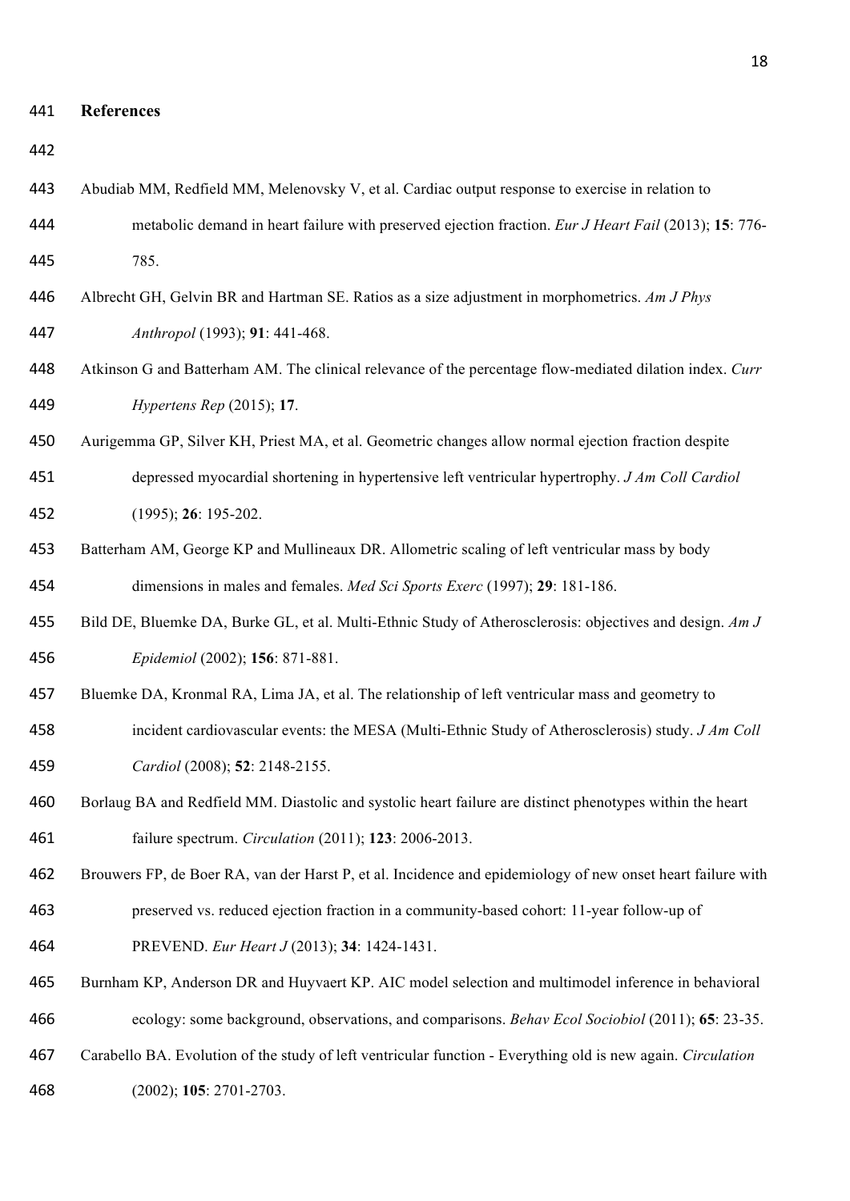## References

Abudiab MM, Redfield MM, Melenovsky V, et al. Cardiac output response to exercise in relation to metabolic demand in heart failure with preserved ejection fraction. *Eur J Heart Fail* (2013); **15**: 776-785.

Albrecht GH, Gelvin BR and Hartman SE. Ratios as a size adjustment in morphometrics. *Am J Phys Anthropol* (1993); **91**: 441-468.

Atkinson G and Batterham AM. The clinical relevance of the percentage flow-mediated dilation index. *Curr Hypertens Rep* (2015); **17**.

Aurigemma GP, Silver KH, Priest MA, et al. Geometric changes allow normal ejection fraction despite depressed myocardial shortening in hypertensive left ventricular hypertrophy. *J Am Coll Cardiol* (1995); **26**: 195-202.

Batterham AM, George KP and Mullineaux DR. Allometric scaling of left ventricular mass by body dimensions in males and females. *Med Sci Sports Exerc* (1997); **29**: 181-186.

Bild DE, Bluemke DA, Burke GL, et al. Multi-Ethnic Study of Atherosclerosis: objectives and design. *Am J Epidemiol* (2002); **156**: 871-881.

Bluemke DA, Kronmal RA, Lima JA, et al. The relationship of left ventricular mass and geometry to incident cardiovascular events: the MESA (Multi-Ethnic Study of Atherosclerosis) study. *J Am Coll Cardiol* (2008); **52**: 2148-2155.

Borlaug BA and Redfield MM. Diastolic and systolic heart failure are distinct phenotypes within the heart failure spectrum. *Circulation* (2011); **123**: 2006-2013.

Brouwers FP, de Boer RA, van der Harst P, et al. Incidence and epidemiology of new onset heart failure with preserved vs. reduced ejection fraction in a community-based cohort: 11-year follow-up of PREVEND. *Eur Heart J* (2013); **34**: 1424-1431.

Burnham KP, Anderson DR and Huyvaert KP. AIC model selection and multimodel inference in behavioral ecology: some background, observations, and comparisons. *Behav Ecol Sociobiol* (2011); **65**: 23-35.

Carabello BA. Evolution of the study of left ventricular function - Everything old is new again. *Circulation* (2002); **105**: 2701-2703.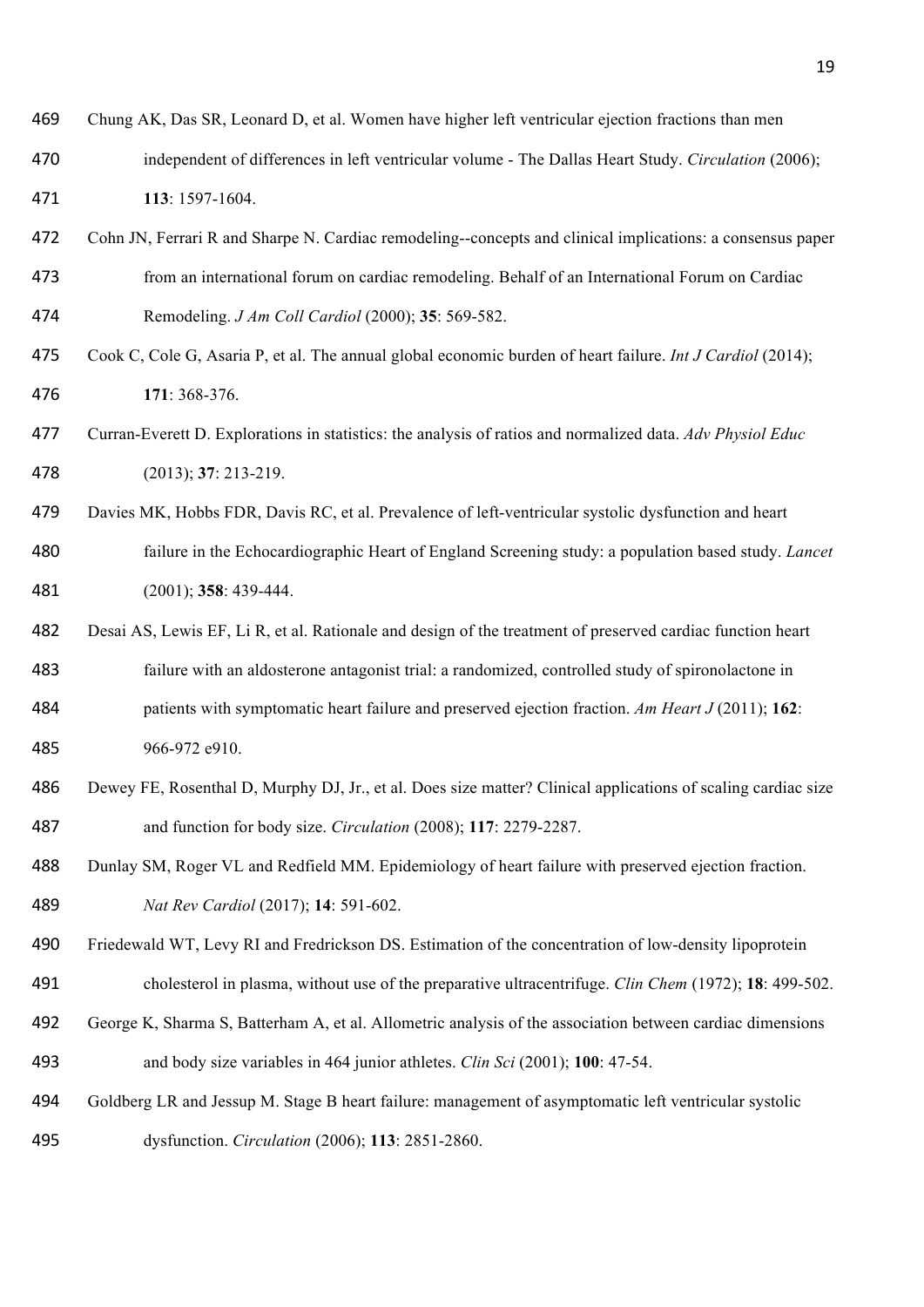Chung AK, Das SR, Leonard D, et al. Women have higher left ventricular ejection fractions than men independent of differences in left ventricular volume - The Dallas Heart Study. *Circulation* (2006); **113**: 1597-1604.

Cohn JN, Ferrari R and Sharpe N. Cardiac remodeling--concepts and clinical implications: a consensus paper from an international forum on cardiac remodeling. Behalf of an International Forum on Cardiac Remodeling. *J Am Coll Cardiol* (2000); **35**: 569-582.

Cook C, Cole G, Asaria P, et al. The annual global economic burden of heart failure. *Int J Cardiol* (2014); **171**: 368-376.

Curran-Everett D. Explorations in statistics: the analysis of ratios and normalized data. *Adv Physiol Educ* (2013); **37**: 213-219.

Davies MK, Hobbs FDR, Davis RC, et al. Prevalence of left-ventricular systolic dysfunction and heart failure in the Echocardiographic Heart of England Screening study: a population based study. *Lancet* (2001); **358**: 439-444.

Desai AS, Lewis EF, Li R, et al. Rationale and design of the treatment of preserved cardiac function heart failure with an aldosterone antagonist trial: a randomized, controlled study of spironolactone in patients with symptomatic heart failure and preserved ejection fraction. *Am Heart J* (2011); **162**: 966-972 e910.

Dewey FE, Rosenthal D, Murphy DJ, Jr., et al. Does size matter? Clinical applications of scaling cardiac size and function for body size. *Circulation* (2008); **117**: 2279-2287.

Dunlay SM, Roger VL and Redfield MM. Epidemiology of heart failure with preserved ejection fraction. *Nat Rev Cardiol* (2017); **14**: 591-602.

Friedewald WT, Levy RI and Fredrickson DS. Estimation of the concentration of low-density lipoprotein cholesterol in plasma, without use of the preparative ultracentrifuge. *Clin Chem* (1972); **18**: 499-502.

George K, Sharma S, Batterham A, et al. Allometric analysis of the association between cardiac dimensions and body size variables in 464 junior athletes. *Clin Sci* (2001); **100**: 47-54.

Goldberg LR and Jessup M. Stage B heart failure: management of asymptomatic left ventricular systolic dysfunction. *Circulation* (2006); **113**: 2851-2860.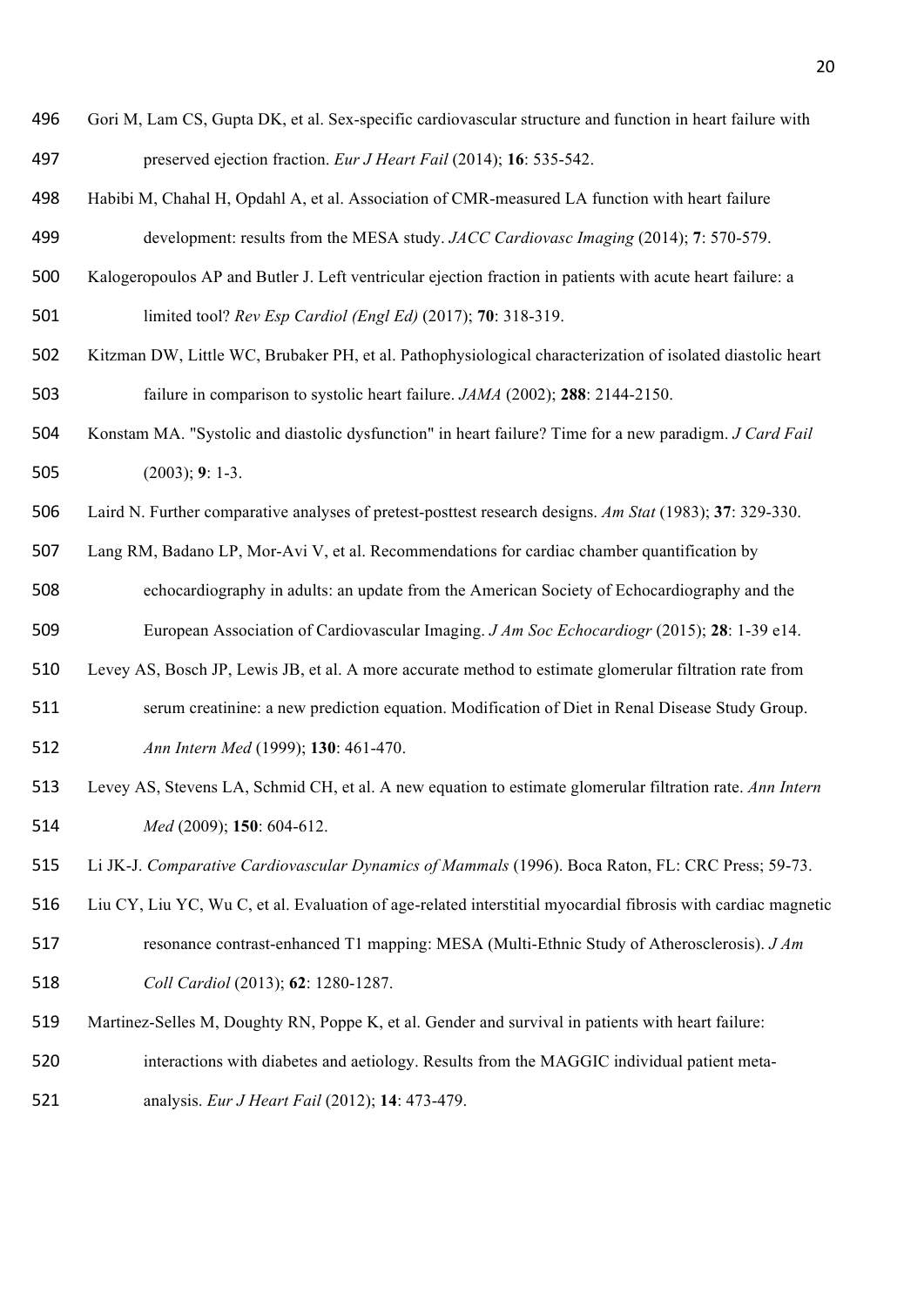Gori M, Lam CS, Gupta DK, et al. Sex-specific cardiovascular structure and function in heart failure with preserved ejection fraction. *Eur J Heart Fail* (2014); **16**: 535-542.

Habibi M, Chahal H, Opdahl A, et al. Association of CMR-measured LA function with heart failure development: results from the MESA study. *JACC Cardiovasc Imaging* (2014); **7**: 570-579.

Kalogeropoulos AP and Butler J. Left ventricular ejection fraction in patients with acute heart failure: a limited tool? *Rev Esp Cardiol (Engl Ed)* (2017); **70**: 318-319.

Kitzman DW, Little WC, Brubaker PH, et al. Pathophysiological characterization of isolated diastolic heart failure in comparison to systolic heart failure. *JAMA* (2002); **288**: 2144-2150.

Konstam MA. "Systolic and diastolic dysfunction" in heart failure? Time for a new paradigm. *J Card Fail* (2003); **9**: 1-3.

Laird N. Further comparative analyses of pretest-posttest research designs. *Am Stat* (1983); **37**: 329-330.

Lang RM, Badano LP, Mor-Avi V, et al. Recommendations for cardiac chamber quantification by echocardiography in adults: an update from the American Society of Echocardiography and the European Association of Cardiovascular Imaging. *J Am Soc Echocardiogr* (2015); **28**: 1-39 e14.

Levey AS, Bosch JP, Lewis JB, et al. A more accurate method to estimate glomerular filtration rate from serum creatinine: a new prediction equation. Modification of Diet in Renal Disease Study Group. *Ann Intern Med* (1999); **130**: 461-470.

Levey AS, Stevens LA, Schmid CH, et al. A new equation to estimate glomerular filtration rate. *Ann Intern Med* (2009); **150**: 604-612.

Li JK-J. *Comparative Cardiovascular Dynamics of Mammals* (1996). Boca Raton, FL: CRC Press; 59-73.

Liu CY, Liu YC, Wu C, et al. Evaluation of age-related interstitial myocardial fibrosis with cardiac magnetic resonance contrast-enhanced T1 mapping: MESA (Multi-Ethnic Study of Atherosclerosis). *J Am Coll Cardiol* (2013); **62**: 1280-1287.

Martinez-Selles M, Doughty RN, Poppe K, et al. Gender and survival in patients with heart failure: interactions with diabetes and aetiology. Results from the MAGGIC individual patient meta-analysis. *Eur J Heart Fail* (2012); **14**: 473-479.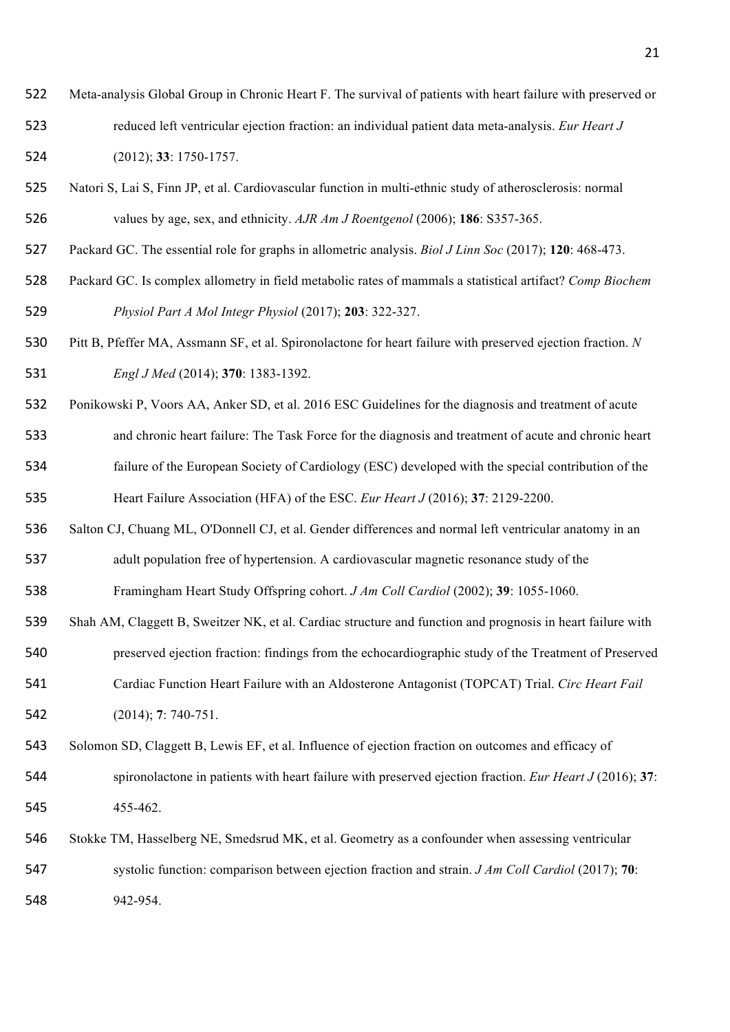Meta-analysis Global Group in Chronic Heart F. The survival of patients with heart failure with preserved or reduced left ventricular ejection fraction: an individual patient data meta-analysis. *Eur Heart J* (2012); **33**: 1750-1757.

Natori S, Lai S, Finn JP, et al. Cardiovascular function in multi-ethnic study of atherosclerosis: normal values by age, sex, and ethnicity. *AJR Am J Roentgenol* (2006); **186**: S357-365.

Packard GC. The essential role for graphs in allometric analysis. *Biol J Linn Soc* (2017); **120**: 468-473.

Packard GC. Is complex allometry in field metabolic rates of mammals a statistical artifact? *Comp Biochem Physiol Part A Mol Integr Physiol* (2017); **203**: 322-327.

Pitt B, Pfeffer MA, Assmann SF, et al. Spironolactone for heart failure with preserved ejection fraction. *N Engl J Med* (2014); **370**: 1383-1392.

Ponikowski P, Voors AA, Anker SD, et al. 2016 ESC Guidelines for the diagnosis and treatment of acute and chronic heart failure: The Task Force for the diagnosis and treatment of acute and chronic heart failure of the European Society of Cardiology (ESC) developed with the special contribution of the Heart Failure Association (HFA) of the ESC. *Eur Heart J* (2016); **37**: 2129-2200.

Salton CJ, Chuang ML, O'Donnell CJ, et al. Gender differences and normal left ventricular anatomy in an adult population free of hypertension. A cardiovascular magnetic resonance study of the Framingham Heart Study Offspring cohort. *J Am Coll Cardiol* (2002); **39**: 1055-1060.

Shah AM, Claggett B, Sweitzer NK, et al. Cardiac structure and function and prognosis in heart failure with preserved ejection fraction: findings from the echocardiographic study of the Treatment of Preserved Cardiac Function Heart Failure with an Aldosterone Antagonist (TOPCAT) Trial. *Circ Heart Fail* (2014); **7**: 740-751.

Solomon SD, Claggett B, Lewis EF, et al. Influence of ejection fraction on outcomes and efficacy of spironolactone in patients with heart failure with preserved ejection fraction. *Eur Heart J* (2016); **37**: 455-462.

Stokke TM, Hasselberg NE, Smedsrud MK, et al. Geometry as a confounder when assessing ventricular systolic function: comparison between ejection fraction and strain. *J Am Coll Cardiol* (2017); **70**: 942-954.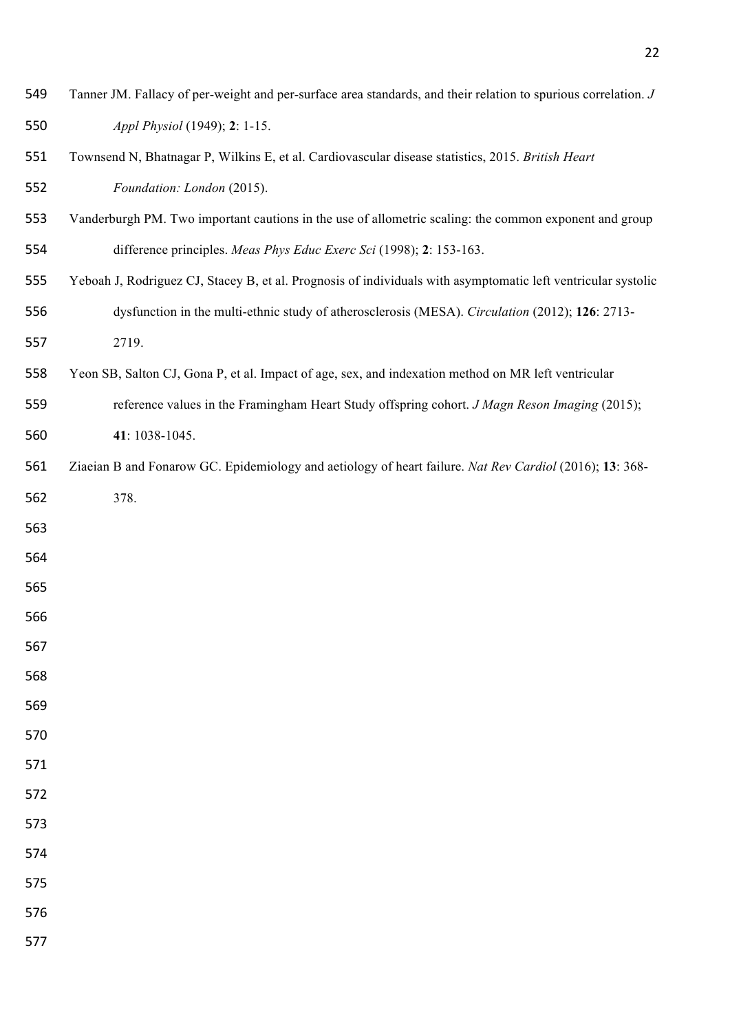Tanner JM. Fallacy of per-weight and per-surface area standards, and their relation to spurious correlation. *J Appl Physiol* (1949); **2**: 1-15.

Townsend N, Bhatnagar P, Wilkins E, et al. Cardiovascular disease statistics, 2015. *British Heart Foundation: London* (2015).

Vanderburgh PM. Two important cautions in the use of allometric scaling: the common exponent and group difference principles. *Meas Phys Educ Exerc Sci* (1998); **2**: 153-163.

Yeboah J, Rodriguez CJ, Stacey B, et al. Prognosis of individuals with asymptomatic left ventricular systolic dysfunction in the multi-ethnic study of atherosclerosis (MESA). *Circulation* (2012); **126**: 2713-2719.

Yeon SB, Salton CJ, Gona P, et al. Impact of age, sex, and indexation method on MR left ventricular reference values in the Framingham Heart Study offspring cohort. *J Magn Reson Imaging* (2015); **41**: 1038-1045.

Ziaeian B and Fonarow GC. Epidemiology and aetiology of heart failure. *Nat Rev Cardiol* (2016); **13**: 368-378.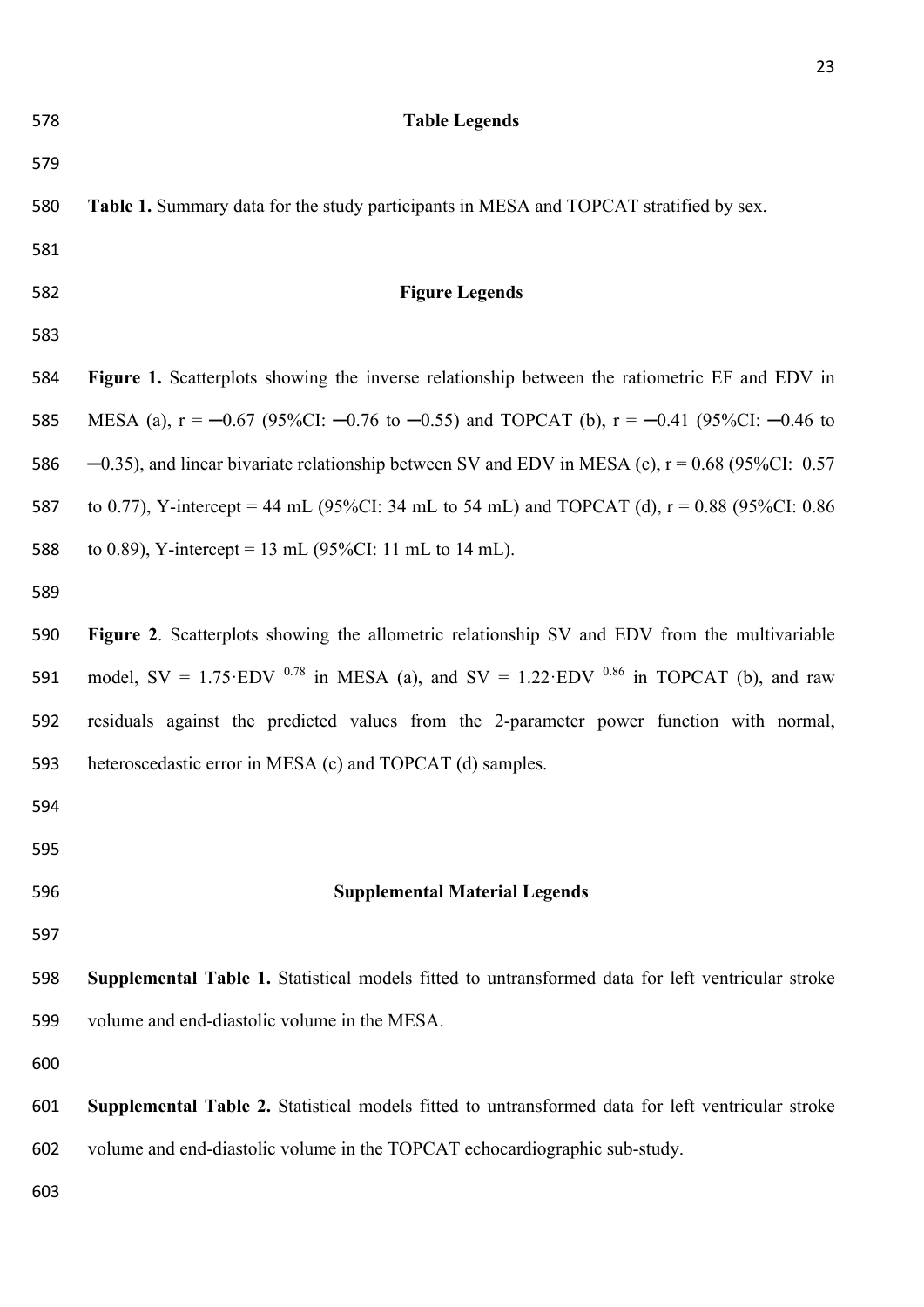## Table Legends

**Table 1.** Summary data for the study participants in MESA and TOPCAT stratified by sex.

## Figure Legends

**Figure 1.** Scatterplots showing the inverse relationship between the ratiometric EF and EDV in MESA (a), r = −0.67 (95%CI: −0.76 to −0.55) and TOPCAT (b), r = −0.41 (95%CI: −0.46 to −0.35), and linear bivariate relationship between SV and EDV in MESA (c), r = 0.68 (95%CI: 0.57 to 0.77), Y-intercept = 44 mL (95%CI: 34 mL to 54 mL) and TOPCAT (d), r = 0.88 (95%CI: 0.86 to 0.89), Y-intercept = 13 mL (95%CI: 11 mL to 14 mL).

**Figure 2**. Scatterplots showing the allometric relationship SV and EDV from the multivariable model, $SV = 1.75 \cdot EDV^{0.78}$ in MESA (a), and $SV = 1.22 \cdot EDV^{0.86}$ in TOPCAT (b), and raw residuals against the predicted values from the 2-parameter power function with normal, heteroscedastic error in MESA (c) and TOPCAT (d) samples.

## Supplemental Material Legends

**Supplemental Table 1.** Statistical models fitted to untransformed data for left ventricular stroke volume and end-diastolic volume in the MESA.

**Supplemental Table 2.** Statistical models fitted to untransformed data for left ventricular stroke volume and end-diastolic volume in the TOPCAT echocardiographic sub-study.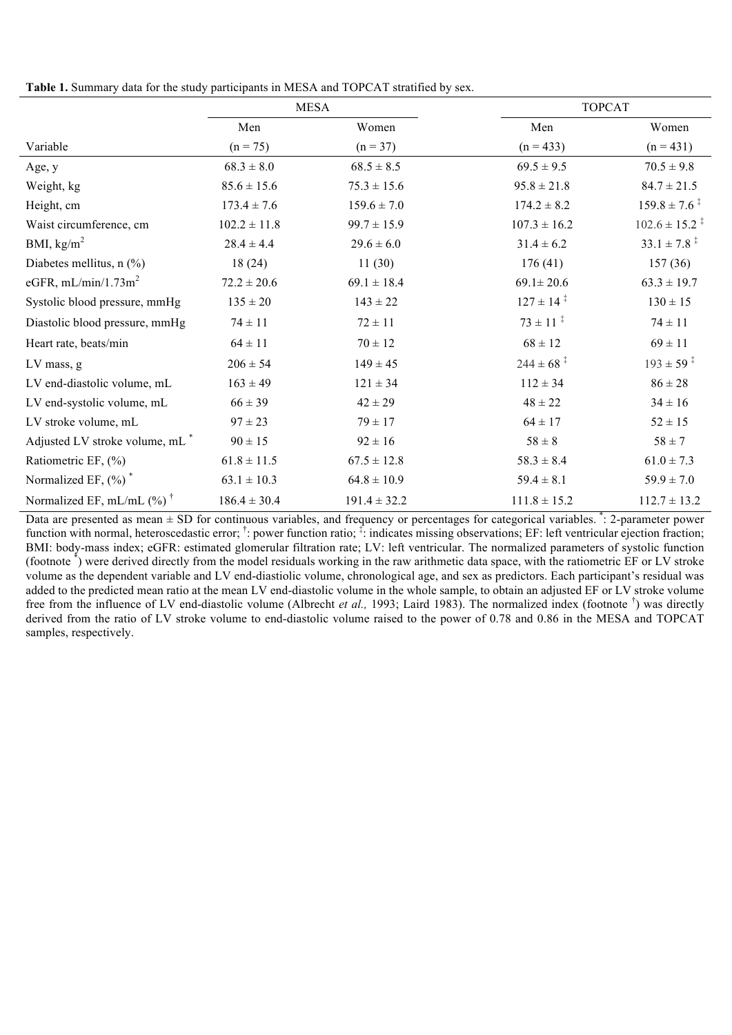**Table 1.** Summary data for the study participants in MESA and TOPCAT stratified by sex.

| | MESA | | TOPCAT | |
|---|---|---|---|---|
| | Men | Women | Men | Women |
| Variable | (n = 75) | (n = 37) | (n = 433) | (n = 431) |
| Age, y | 68.3 ± 8.0 | 68.5 ± 8.5 | 69.5 ± 9.5 | 70.5 ± 9.8 |
| Weight, kg | 85.6 ± 15.6 | 75.3 ± 15.6 | 95.8 ± 21.8 | 84.7 ± 21.5 |
| Height, cm | 173.4 ± 7.6 | 159.6 ± 7.0 | 174.2 ± 8.2 | 159.8 ± 7.6 ‡ |
| Waist circumference, cm | 102.2 ± 11.8 | 99.7 ± 15.9 | 107.3 ± 16.2 | 102.6 ± 15.2 ‡ |
| BMI, kg/m$^2$ | 28.4 ± 4.4 | 29.6 ± 6.0 | 31.4 ± 6.2 | 33.1 ± 7.8 ‡ |
| Diabetes mellitus, n (%) | 18 (24) | 11 (30) | 176 (41) | 157 (36) |
| eGFR, mL/min/1.73m$^2$ | 72.2 ± 20.6 | 69.1 ± 18.4 | 69.1± 20.6 | 63.3 ± 19.7 |
| Systolic blood pressure, mmHg | 135 ± 20 | 143 ± 22 | 127 ± 14 ‡ | 130 ± 15 |
| Diastolic blood pressure, mmHg | 74 ± 11 | 72 ± 11 | 73 ± 11 ‡ | 74 ± 11 |
| Heart rate, beats/min | 64 ± 11 | 70 ± 12 | 68 ± 12 | 69 ± 11 |
| LV mass, g | 206 ± 54 | 149 ± 45 | 244 ± 68 ‡ | 193 ± 59 ‡ |
| LV end-diastolic volume, mL | 163 ± 49 | 121 ± 34 | 112 ± 34 | 86 ± 28 |
| LV end-systolic volume, mL | 66 ± 39 | 42 ± 29 | 48 ± 22 | 34 ± 16 |
| LV stroke volume, mL | 97 ± 23 | 79 ± 17 | 64 ± 17 | 52 ± 15 |
| Adjusted LV stroke volume, mL * | 90 ± 15 | 92 ± 16 | 58 ± 8 | 58 ± 7 |
| Ratiometric EF, (%) | 61.8 ± 11.5 | 67.5 ± 12.8 | 58.3 ± 8.4 | 61.0 ± 7.3 |
| Normalized EF, (%) * | 63.1 ± 10.3 | 64.8 ± 10.9 | 59.4 ± 8.1 | 59.9 ± 7.0 |
| Normalized EF, mL/mL (%) † | 186.4 ± 30.4 | 191.4 ± 32.2 | 111.8 ± 15.2 | 112.7 ± 13.2 |

Data are presented as mean ± SD for continuous variables, and frequency or percentages for categorical variables. *: 2-parameter power function with normal, heteroscedastic error; †: power function ratio; ‡: indicates missing observations; EF: left ventricular ejection fraction; BMI: body-mass index; eGFR: estimated glomerular filtration rate; LV: left ventricular. The normalized parameters of systolic function (footnote *) were derived directly from the model residuals working in the raw arithmetic data space, with the ratiometric EF or LV stroke volume as the dependent variable and LV end-diastiolic volume, chronological age, and sex as predictors. Each participant's residual was added to the predicted mean ratio at the mean LV end-diastolic volume in the whole sample, to obtain an adjusted EF or LV stroke volume free from the influence of LV end-diastolic volume (Albrecht *et al.,* 1993; Laird 1983). The normalized index (footnote †) was directly derived from the ratio of LV stroke volume to end-diastolic volume raised to the power of 0.78 and 0.86 in the MESA and TOPCAT samples, respectively.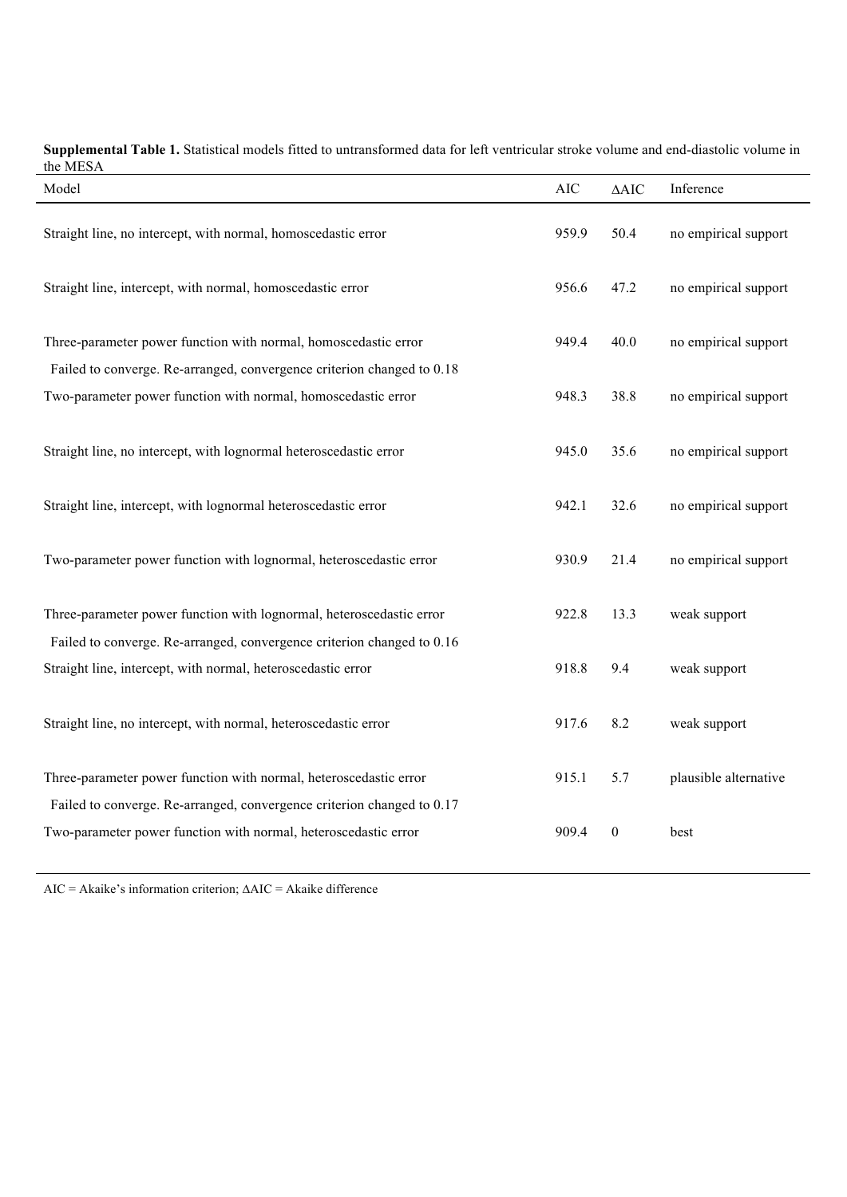**Supplemental Table 1.** Statistical models fitted to untransformed data for left ventricular stroke volume and end-diastolic volume in the MESA

| Model | AIC | ΔAIC | Inference |
|---|---|---|---|
| Straight line, no intercept, with normal, homoscedastic error | 959.9 | 50.4 | no empirical support |
| Straight line, intercept, with normal, homoscedastic error | 956.6 | 47.2 | no empirical support |
| Three-parameter power function with normal, homoscedastic error<br>Failed to converge. Re-arranged, convergence criterion changed to 0.18 | 949.4 | 40.0 | no empirical support |
| Two-parameter power function with normal, homoscedastic error | 948.3 | 38.8 | no empirical support |
| Straight line, no intercept, with lognormal heteroscedastic error | 945.0 | 35.6 | no empirical support |
| Straight line, intercept, with lognormal heteroscedastic error | 942.1 | 32.6 | no empirical support |
| Two-parameter power function with lognormal, heteroscedastic error | 930.9 | 21.4 | no empirical support |
| Three-parameter power function with lognormal, heteroscedastic error<br>Failed to converge. Re-arranged, convergence criterion changed to 0.16 | 922.8 | 13.3 | weak support |
| Straight line, intercept, with normal, heteroscedastic error | 918.8 | 9.4 | weak support |
| Straight line, no intercept, with normal, heteroscedastic error | 917.6 | 8.2 | weak support |
| Three-parameter power function with normal, heteroscedastic error<br>Failed to converge. Re-arranged, convergence criterion changed to 0.17 | 915.1 | 5.7 | plausible alternative |
| Two-parameter power function with normal, heteroscedastic error | 909.4 | 0 | best |

AIC = Akaike's information criterion; ΔAIC = Akaike difference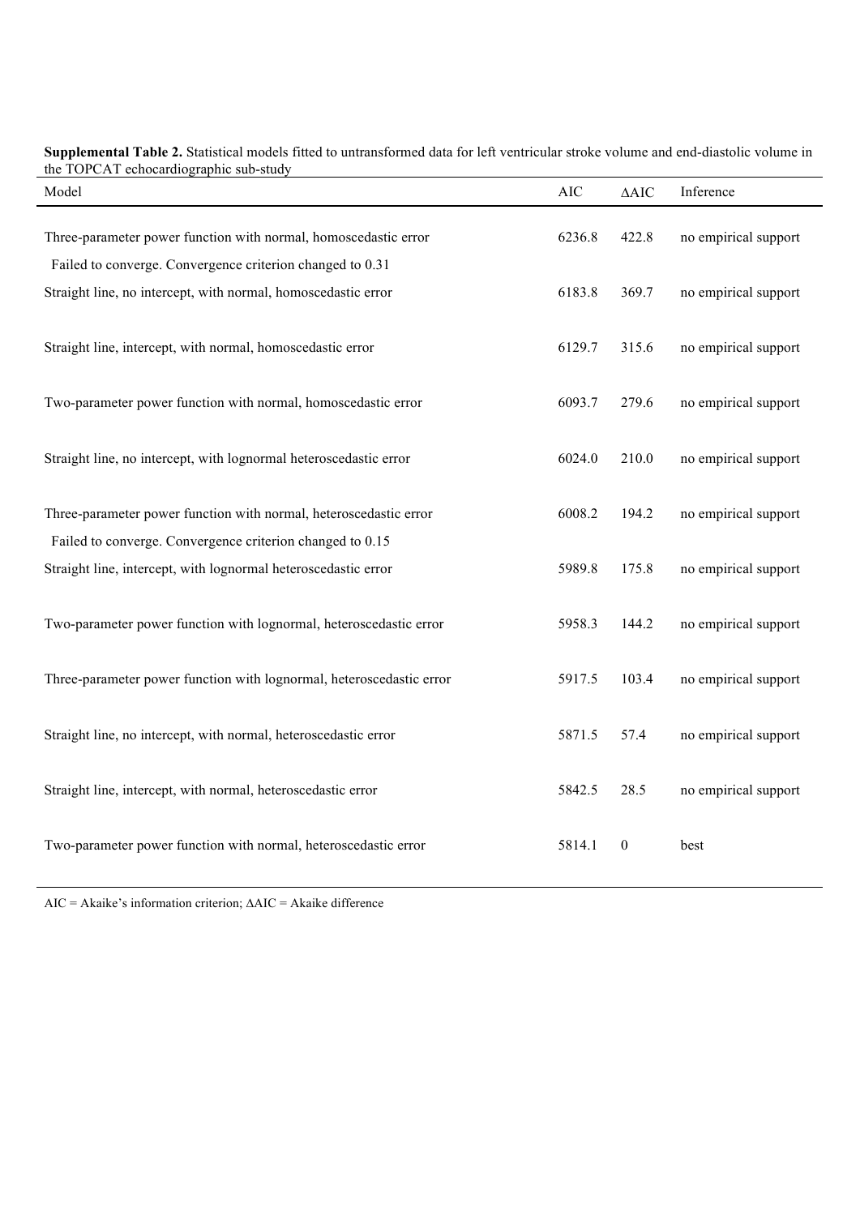**Supplemental Table 2.** Statistical models fitted to untransformed data for left ventricular stroke volume and end-diastolic volume in the TOPCAT echocardiographic sub-study

| Model | AIC | ΔAIC | Inference |
|---|---|---|---|
| Three-parameter power function with normal, homoscedastic error<br>Failed to converge. Convergence criterion changed to 0.31 | 6236.8 | 422.8 | no empirical support |
| Straight line, no intercept, with normal, homoscedastic error | 6183.8 | 369.7 | no empirical support |
| Straight line, intercept, with normal, homoscedastic error | 6129.7 | 315.6 | no empirical support |
| Two-parameter power function with normal, homoscedastic error | 6093.7 | 279.6 | no empirical support |
| Straight line, no intercept, with lognormal heteroscedastic error | 6024.0 | 210.0 | no empirical support |
| Three-parameter power function with normal, heteroscedastic error<br>Failed to converge. Convergence criterion changed to 0.15 | 6008.2 | 194.2 | no empirical support |
| Straight line, intercept, with lognormal heteroscedastic error | 5989.8 | 175.8 | no empirical support |
| Two-parameter power function with lognormal, heteroscedastic error | 5958.3 | 144.2 | no empirical support |
| Three-parameter power function with lognormal, heteroscedastic error | 5917.5 | 103.4 | no empirical support |
| Straight line, no intercept, with normal, heteroscedastic error | 5871.5 | 57.4 | no empirical support |
| Straight line, intercept, with normal, heteroscedastic error | 5842.5 | 28.5 | no empirical support |
| Two-parameter power function with normal, heteroscedastic error | 5814.1 | 0 | best |

AIC = Akaike's information criterion; ΔAIC = Akaike difference